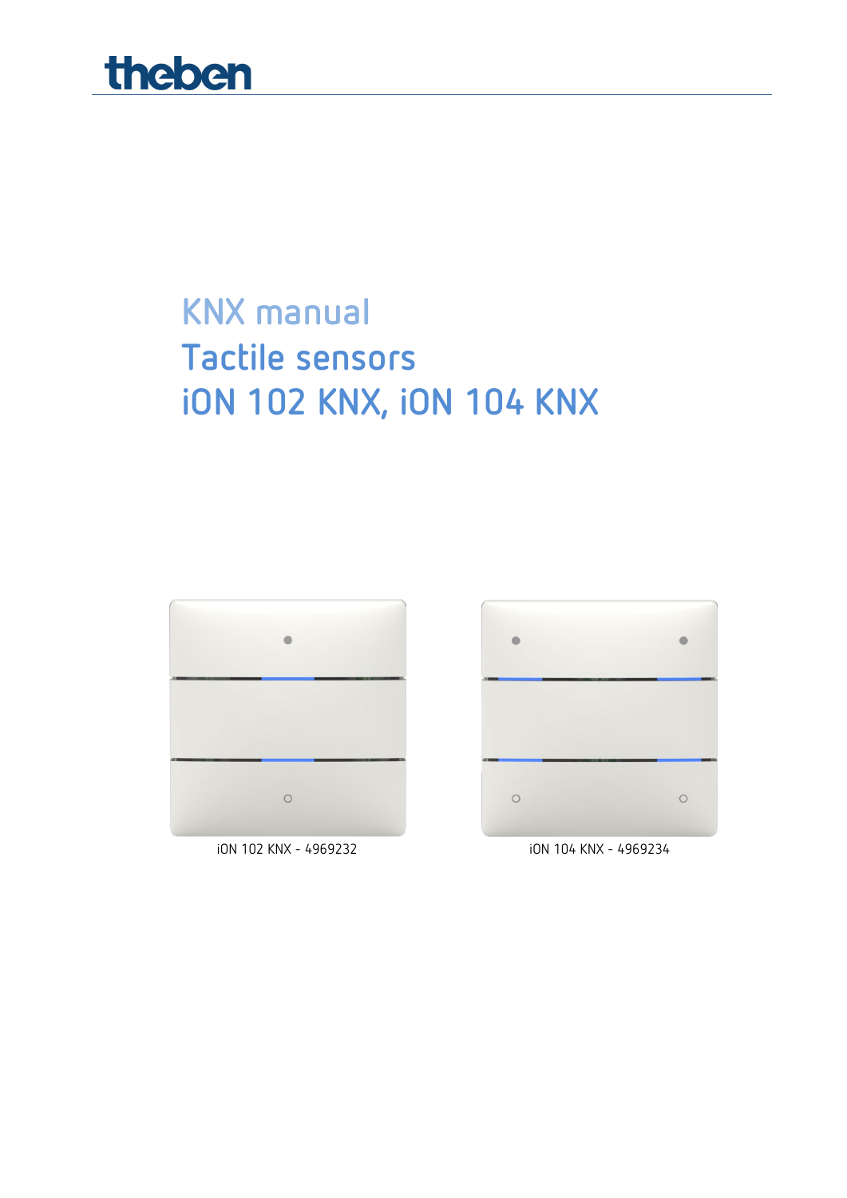theben

# KNX manual
# Tactile sensors
# iON 102 KNX, iON 104 KNX

iON 102 KNX - 4969232

iON 104 KNX - 4969234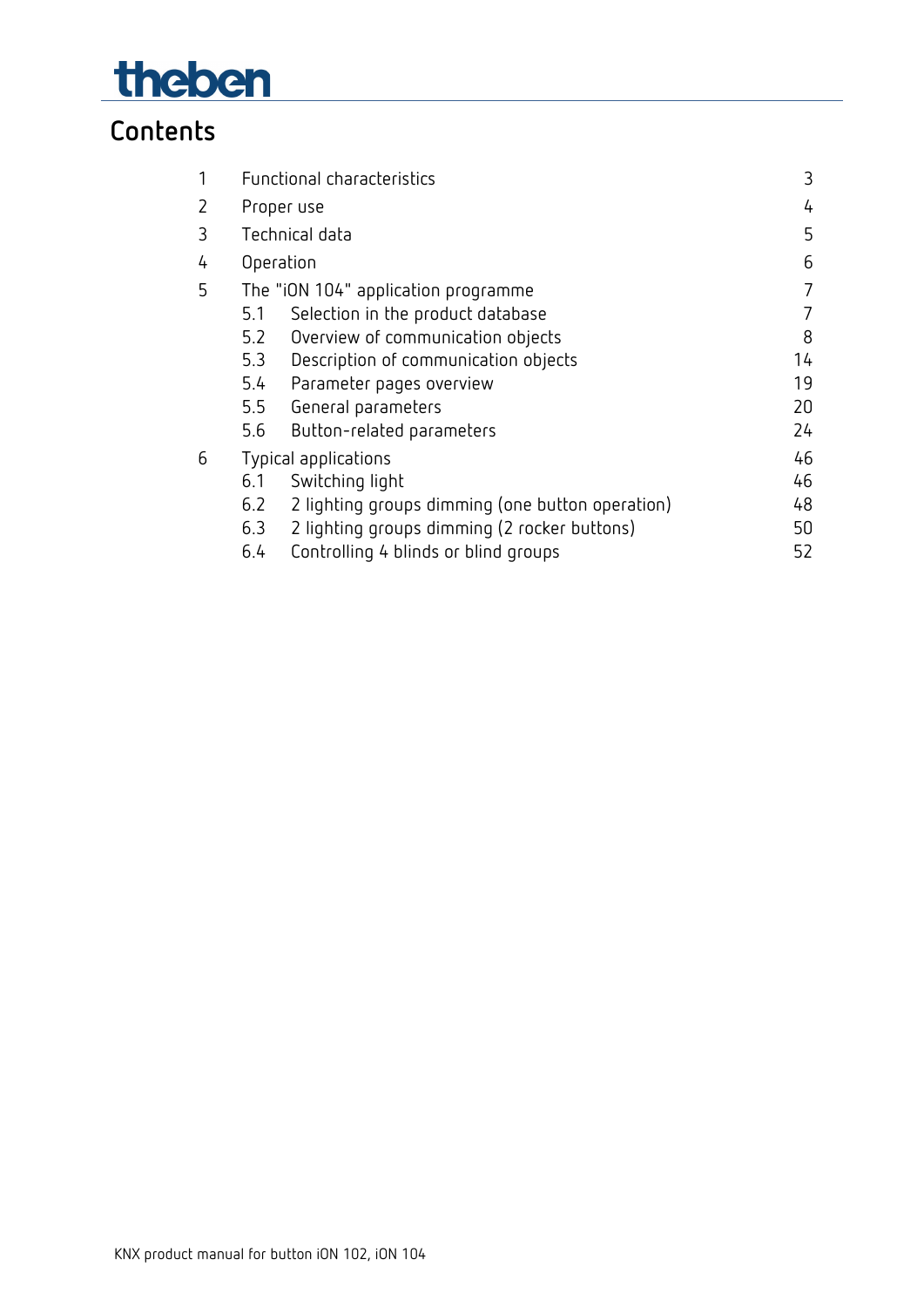# Contents

| | | |
|---|---|---|
| 1 | Functional characteristics | 3 |
| 2 | Proper use | 4 |
| 3 | Technical data | 5 |
| 4 | Operation | 6 |
| 5 | The "iON 104" application programme | 7 |
| 5.1 | Selection in the product database | 7 |
| 5.2 | Overview of communication objects | 8 |
| 5.3 | Description of communication objects | 14 |
| 5.4 | Parameter pages overview | 19 |
| 5.5 | General parameters | 20 |
| 5.6 | Button-related parameters | 24 |
| 6 | Typical applications | 46 |
| 6.1 | Switching light | 46 |
| 6.2 | 2 lighting groups dimming (one button operation) | 48 |
| 6.3 | 2 lighting groups dimming (2 rocker buttons) | 50 |
| 6.4 | Controlling 4 blinds or blind groups | 52 |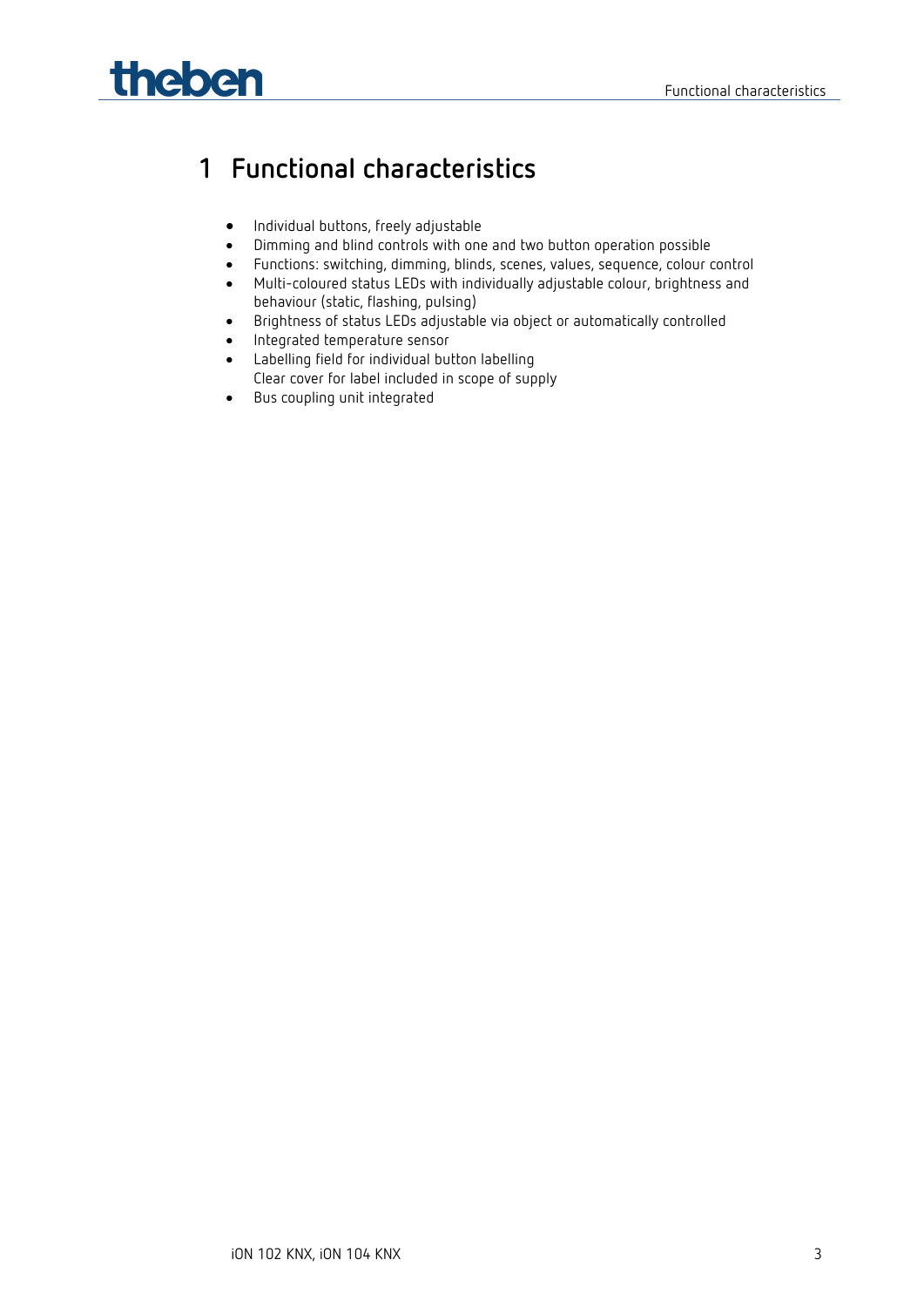# 1 Functional characteristics

- Individual buttons, freely adjustable
- Dimming and blind controls with one and two button operation possible
- Functions: switching, dimming, blinds, scenes, values, sequence, colour control
- Multi-coloured status LEDs with individually adjustable colour, brightness and behaviour (static, flashing, pulsing)
- Brightness of status LEDs adjustable via object or automatically controlled
- Integrated temperature sensor
- Labelling field for individual button labelling
  Clear cover for label included in scope of supply
- Bus coupling unit integrated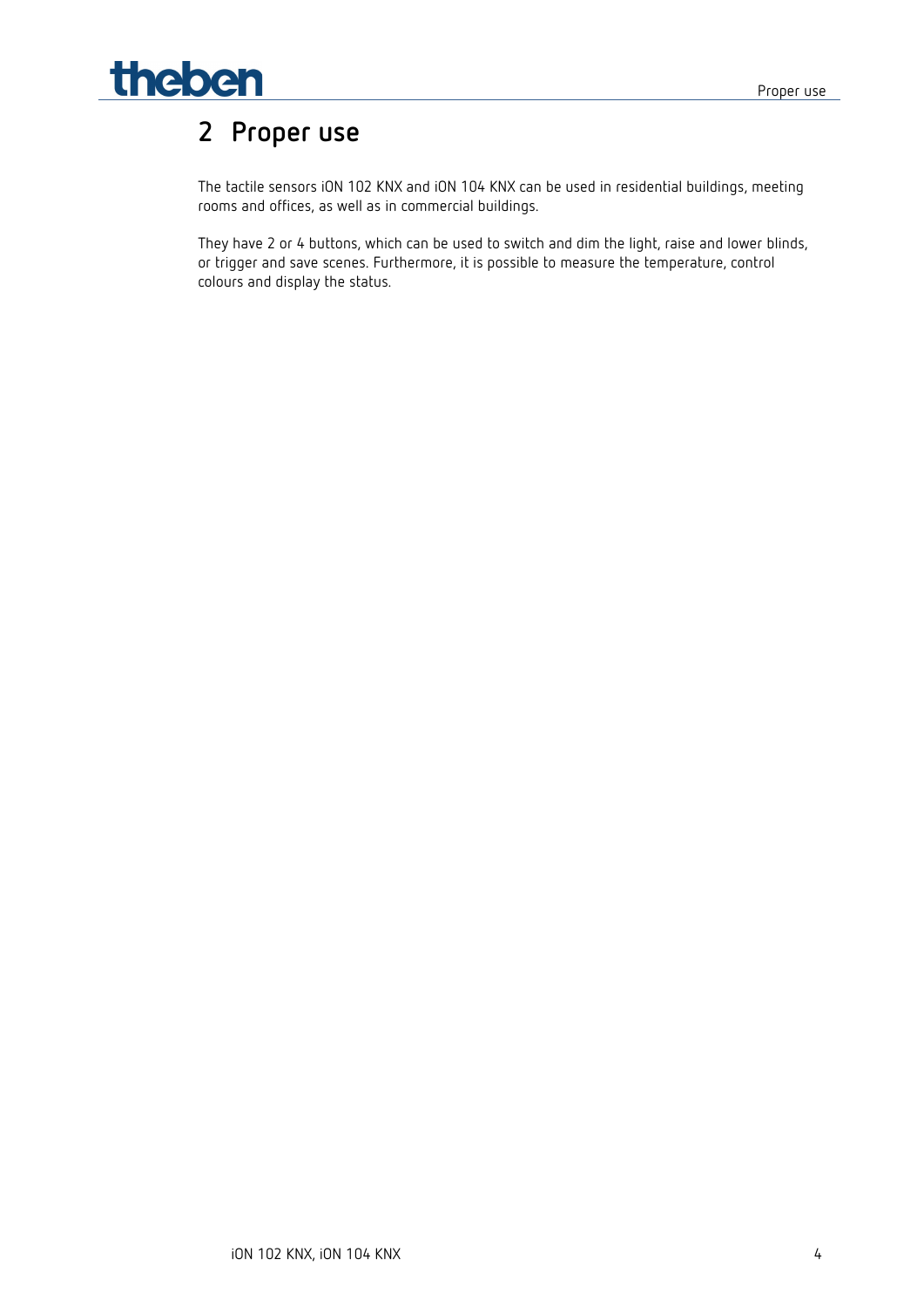# 2 Proper use

The tactile sensors iON 102 KNX and iON 104 KNX can be used in residential buildings, meeting rooms and offices, as well as in commercial buildings.

They have 2 or 4 buttons, which can be used to switch and dim the light, raise and lower blinds, or trigger and save scenes. Furthermore, it is possible to measure the temperature, control colours and display the status.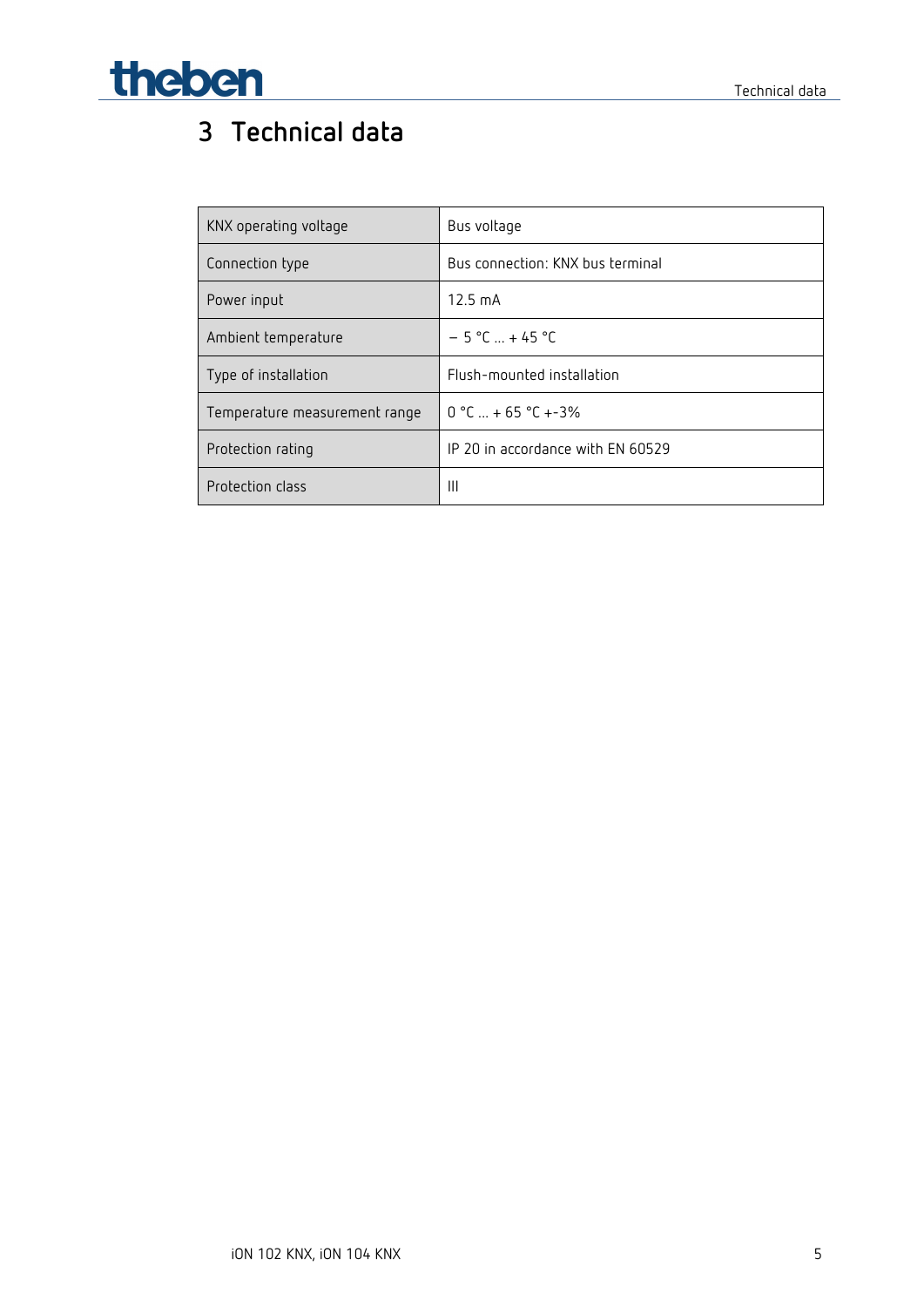# 3 Technical data

| KNX operating voltage | Bus voltage |
|---|---|
| Connection type | Bus connection: KNX bus terminal |
| Power input | 12.5 mA |
| Ambient temperature | − 5 °C ... + 45 °C |
| Type of installation | Flush-mounted installation |
| Temperature measurement range | 0 °C ... + 65 °C +-3% |
| Protection rating | IP 20 in accordance with EN 60529 |
| Protection class | III |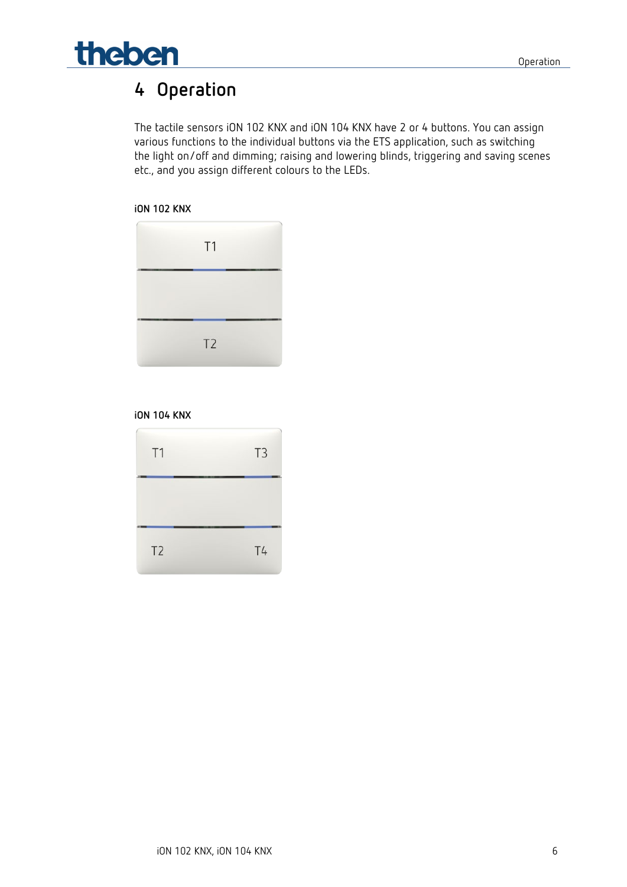# 4 Operation

The tactile sensors iON 102 KNX and iON 104 KNX have 2 or 4 buttons. You can assign various functions to the individual buttons via the ETS application, such as switching the light on/off and dimming; raising and lowering blinds, triggering and saving scenes etc., and you assign different colours to the LEDs.

**iON 102 KNX**

T1

T2

**iON 104 KNX**

T1 T3

T2 T4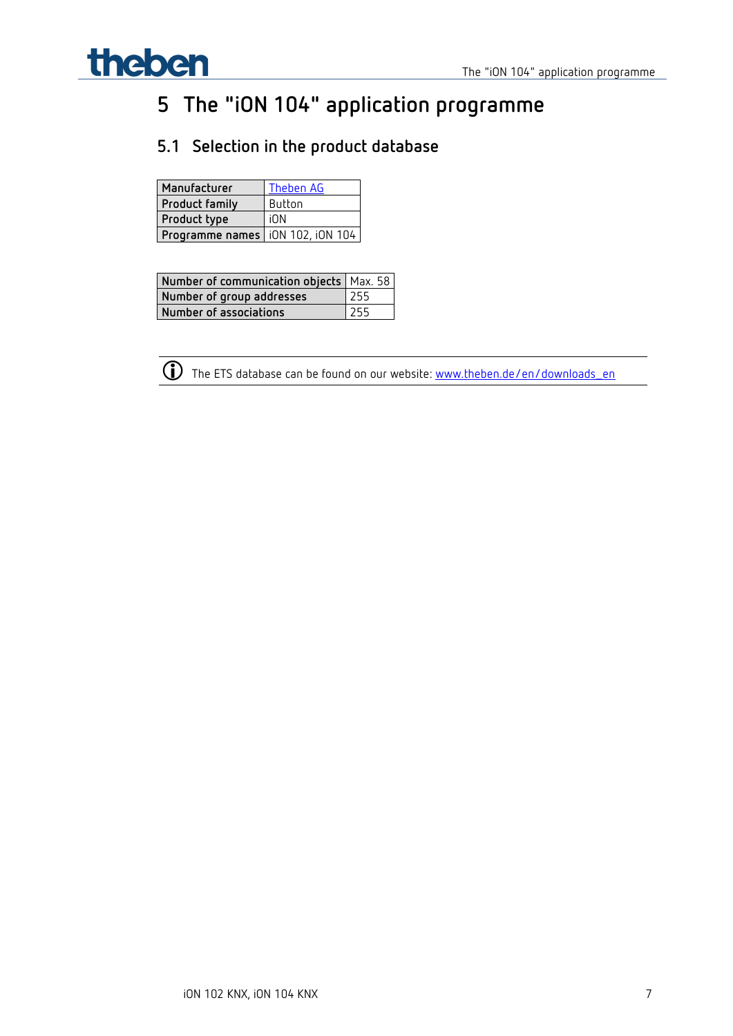# 5 The "iON 104" application programme

## 5.1 Selection in the product database

| Manufacturer | Theben AG |
|---|---|
| Product family | Button |
| Product type | iON |
| Programme names | iON 102, iON 104 |

| Number of communication objects | Max. 58 |
|---|---|
| Number of group addresses | 255 |
| Number of associations | 255 |

ⓘ The ETS database can be found on our website: www.theben.de/en/downloads_en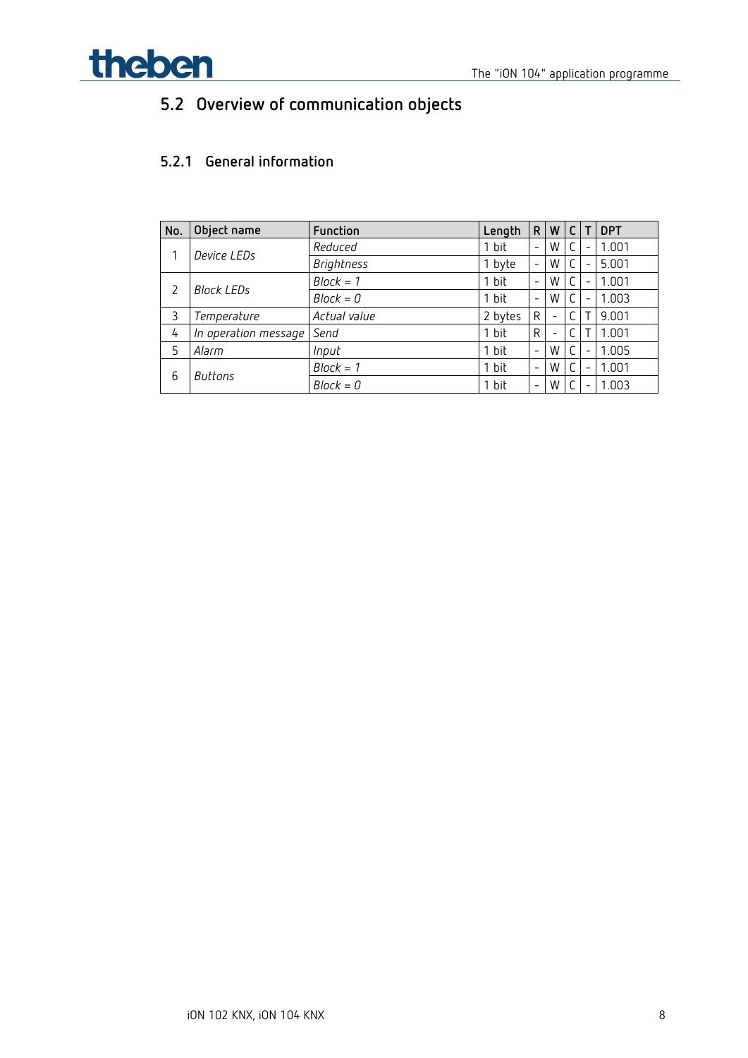## 5.2 Overview of communication objects

### 5.2.1 General information

| No. | Object name | Function | Length | R | W | C | T | DPT |
|---|---|---|---|---|---|---|---|---|
| 1 | *Device LEDs* | *Reduced* | 1 bit | - | W | C | - | 1.001 |
| | | *Brightness* | 1 byte | - | W | C | - | 5.001 |
| 2 | *Block LEDs* | *Block = 1* | 1 bit | - | W | C | - | 1.001 |
| | | *Block = 0* | 1 bit | - | W | C | - | 1.003 |
| 3 | *Temperature* | *Actual value* | 2 bytes | R | - | C | T | 9.001 |
| 4 | *In operation message* | *Send* | 1 bit | R | - | C | T | 1.001 |
| 5 | *Alarm* | *Input* | 1 bit | - | W | C | - | 1.005 |
| 6 | *Buttons* | *Block = 1* | 1 bit | - | W | C | - | 1.001 |
| | | *Block = 0* | 1 bit | - | W | C | - | 1.003 |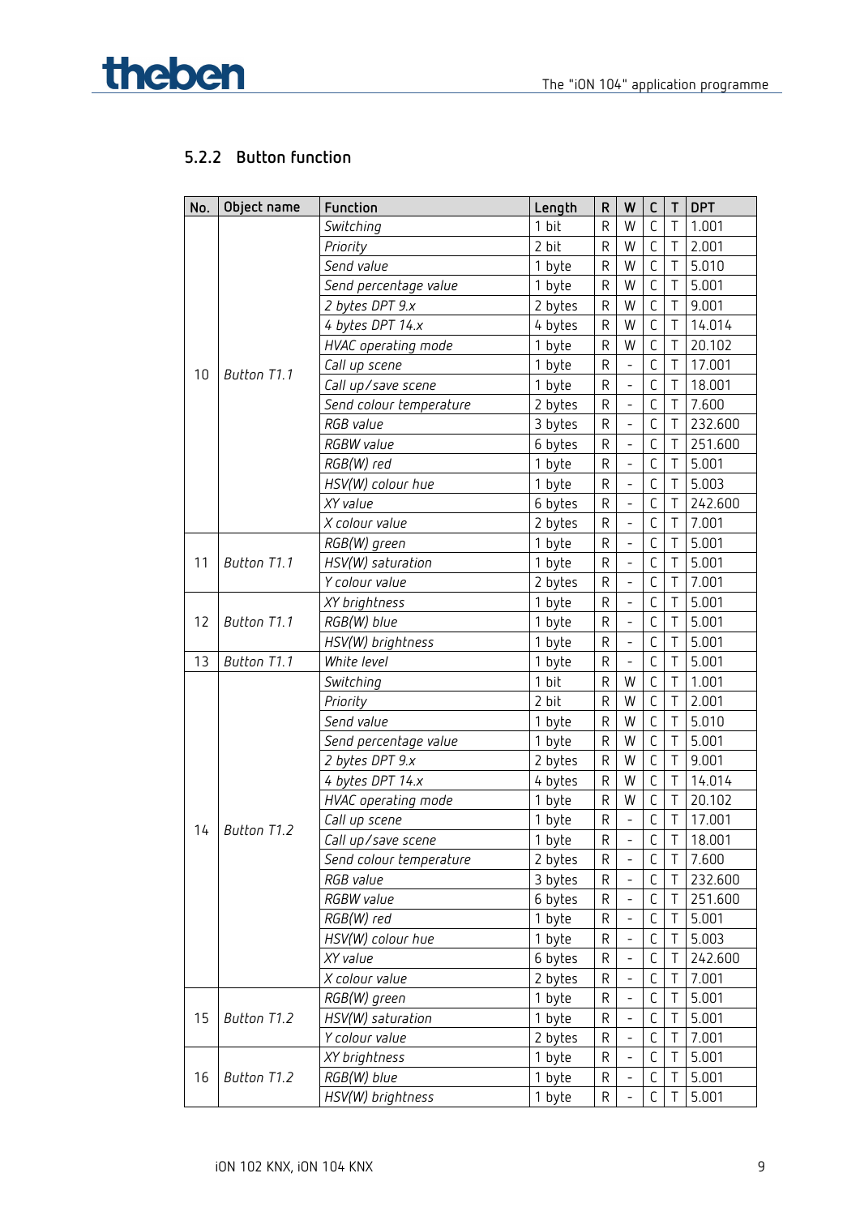### 5.2.2 Button function

| No. | Object name | Function | Length | R | W | C | T | DPT |
|---|---|---|---|---|---|---|---|---|
| 10 | *Button T1.1* | *Switching* | 1 bit | R | W | C | T | 1.001 |
| | | *Priority* | 2 bit | R | W | C | T | 2.001 |
| | | *Send value* | 1 byte | R | W | C | T | 5.010 |
| | | *Send percentage value* | 1 byte | R | W | C | T | 5.001 |
| | | *2 bytes DPT 9.x* | 2 bytes | R | W | C | T | 9.001 |
| | | *4 bytes DPT 14.x* | 4 bytes | R | W | C | T | 14.014 |
| | | *HVAC operating mode* | 1 byte | R | W | C | T | 20.102 |
| | | *Call up scene* | 1 byte | R | - | C | T | 17.001 |
| | | *Call up/save scene* | 1 byte | R | - | C | T | 18.001 |
| | | *Send colour temperature* | 2 bytes | R | - | C | T | 7.600 |
| | | *RGB value* | 3 bytes | R | - | C | T | 232.600 |
| | | *RGBW value* | 6 bytes | R | - | C | T | 251.600 |
| | | *RGB(W) red* | 1 byte | R | - | C | T | 5.001 |
| | | *HSV(W) colour hue* | 1 byte | R | - | C | T | 5.003 |
| | | *XY value* | 6 bytes | R | - | C | T | 242.600 |
| | | *X colour value* | 2 bytes | R | - | C | T | 7.001 |
| 11 | *Button T1.1* | *RGB(W) green* | 1 byte | R | - | C | T | 5.001 |
| | | *HSV(W) saturation* | 1 byte | R | - | C | T | 5.001 |
| | | *Y colour value* | 2 bytes | R | - | C | T | 7.001 |
| 12 | *Button T1.1* | *XY brightness* | 1 byte | R | - | C | T | 5.001 |
| | | *RGB(W) blue* | 1 byte | R | - | C | T | 5.001 |
| | | *HSV(W) brightness* | 1 byte | R | - | C | T | 5.001 |
| 13 | *Button T1.1* | *White level* | 1 byte | R | - | C | T | 5.001 |
| 14 | *Button T1.2* | *Switching* | 1 bit | R | W | C | T | 1.001 |
| | | *Priority* | 2 bit | R | W | C | T | 2.001 |
| | | *Send value* | 1 byte | R | W | C | T | 5.010 |
| | | *Send percentage value* | 1 byte | R | W | C | T | 5.001 |
| | | *2 bytes DPT 9.x* | 2 bytes | R | W | C | T | 9.001 |
| | | *4 bytes DPT 14.x* | 4 bytes | R | W | C | T | 14.014 |
| | | *HVAC operating mode* | 1 byte | R | W | C | T | 20.102 |
| | | *Call up scene* | 1 byte | R | - | C | T | 17.001 |
| | | *Call up/save scene* | 1 byte | R | - | C | T | 18.001 |
| | | *Send colour temperature* | 2 bytes | R | - | C | T | 7.600 |
| | | *RGB value* | 3 bytes | R | - | C | T | 232.600 |
| | | *RGBW value* | 6 bytes | R | - | C | T | 251.600 |
| | | *RGB(W) red* | 1 byte | R | - | C | T | 5.001 |
| | | *HSV(W) colour hue* | 1 byte | R | - | C | T | 5.003 |
| | | *XY value* | 6 bytes | R | - | C | T | 242.600 |
| | | *X colour value* | 2 bytes | R | - | C | T | 7.001 |
| 15 | *Button T1.2* | *RGB(W) green* | 1 byte | R | - | C | T | 5.001 |
| | | *HSV(W) saturation* | 1 byte | R | - | C | T | 5.001 |
| | | *Y colour value* | 2 bytes | R | - | C | T | 7.001 |
| 16 | *Button T1.2* | *XY brightness* | 1 byte | R | - | C | T | 5.001 |
| | | *RGB(W) blue* | 1 byte | R | - | C | T | 5.001 |
| | | *HSV(W) brightness* | 1 byte | R | - | C | T | 5.001 |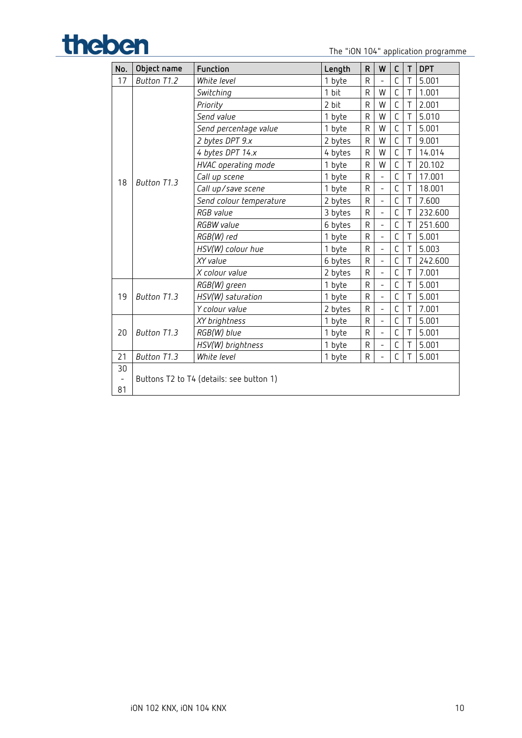| No. | Object name | Function | Length | R | W | C | T | DPT |
|---|---|---|---|---|---|---|---|---|
| 17 | *Button T1.2* | *White level* | 1 byte | R | - | C | T | 5.001 |
| 18 | *Button T1.3* | *Switching* | 1 bit | R | W | C | T | 1.001 |
| | | *Priority* | 2 bit | R | W | C | T | 2.001 |
| | | *Send value* | 1 byte | R | W | C | T | 5.010 |
| | | *Send percentage value* | 1 byte | R | W | C | T | 5.001 |
| | | *2 bytes DPT 9.x* | 2 bytes | R | W | C | T | 9.001 |
| | | *4 bytes DPT 14.x* | 4 bytes | R | W | C | T | 14.014 |
| | | *HVAC operating mode* | 1 byte | R | W | C | T | 20.102 |
| | | *Call up scene* | 1 byte | R | - | C | T | 17.001 |
| | | *Call up/save scene* | 1 byte | R | - | C | T | 18.001 |
| | | *Send colour temperature* | 2 bytes | R | - | C | T | 7.600 |
| | | *RGB value* | 3 bytes | R | - | C | T | 232.600 |
| | | *RGBW value* | 6 bytes | R | - | C | T | 251.600 |
| | | *RGB(W) red* | 1 byte | R | - | C | T | 5.001 |
| | | *HSV(W) colour hue* | 1 byte | R | - | C | T | 5.003 |
| | | *XY value* | 6 bytes | R | - | C | T | 242.600 |
| | | *X colour value* | 2 bytes | R | - | C | T | 7.001 |
| 19 | *Button T1.3* | *RGB(W) green* | 1 byte | R | - | C | T | 5.001 |
| | | *HSV(W) saturation* | 1 byte | R | - | C | T | 5.001 |
| | | *Y colour value* | 2 bytes | R | - | C | T | 7.001 |
| 20 | *Button T1.3* | *XY brightness* | 1 byte | R | - | C | T | 5.001 |
| | | *RGB(W) blue* | 1 byte | R | - | C | T | 5.001 |
| | | *HSV(W) brightness* | 1 byte | R | - | C | T | 5.001 |
| 21 | *Button T1.3* | *White level* | 1 byte | R | - | C | T | 5.001 |
| 30 - 81 | Buttons T2 to T4 (details: see button 1) | | | | | | | |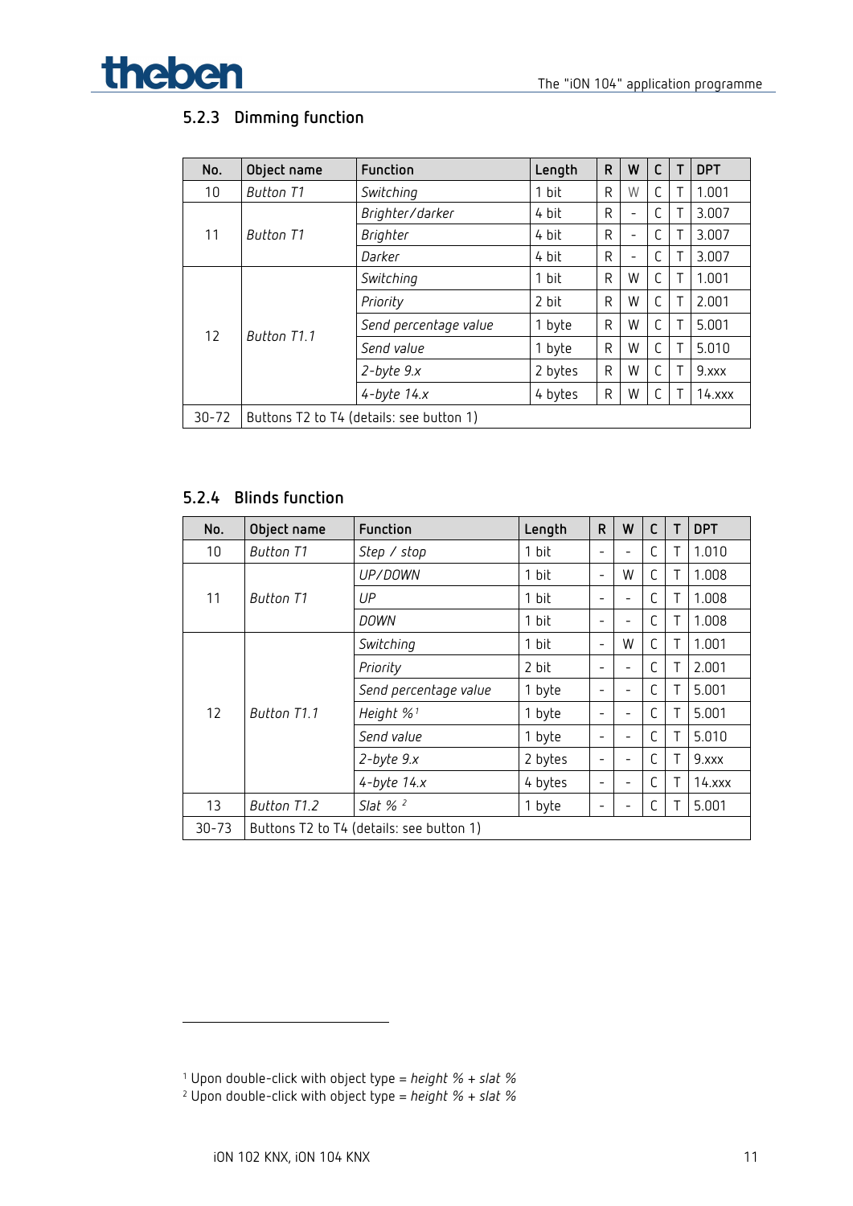### 5.2.3 Dimming function

| No. | Object name | Function | Length | R | W | C | T | DPT |
|---|---|---|---|---|---|---|---|---|
| 10 | *Button T1* | *Switching* | 1 bit | R | W | C | T | 1.001 |
| 11 | *Button T1* | *Brighter/darker* | 4 bit | R | - | C | T | 3.007 |
| | | *Brighter* | 4 bit | R | - | C | T | 3.007 |
| | | *Darker* | 4 bit | R | - | C | T | 3.007 |
| 12 | *Button T1.1* | *Switching* | 1 bit | R | W | C | T | 1.001 |
| | | *Priority* | 2 bit | R | W | C | T | 2.001 |
| | | *Send percentage value* | 1 byte | R | W | C | T | 5.001 |
| | | *Send value* | 1 byte | R | W | C | T | 5.010 |
| | | *2-byte 9.x* | 2 bytes | R | W | C | T | 9.xxx |
| | | *4-byte 14.x* | 4 bytes | R | W | C | T | 14.xxx |
| 30-72 | Buttons T2 to T4 (details: see button 1) | | | | | | | |

### 5.2.4 Blinds function

| No. | Object name | Function | Length | R | W | C | T | DPT |
|---|---|---|---|---|---|---|---|---|
| 10 | *Button T1* | *Step / stop* | 1 bit | - | - | C | T | 1.010 |
| 11 | *Button T1* | *UP/DOWN* | 1 bit | - | W | C | T | 1.008 |
| | | *UP* | 1 bit | - | - | C | T | 1.008 |
| | | *DOWN* | 1 bit | - | - | C | T | 1.008 |
| 12 | *Button T1.1* | *Switching* | 1 bit | - | W | C | T | 1.001 |
| | | *Priority* | 2 bit | - | - | C | T | 2.001 |
| | | *Send percentage value* | 1 byte | - | - | C | T | 5.001 |
| | | *Height %* [1] | 1 byte | - | - | C | T | 5.001 |
| | | *Send value* | 1 byte | - | - | C | T | 5.010 |
| | | *2-byte 9.x* | 2 bytes | - | - | C | T | 9.xxx |
| | | *4-byte 14.x* | 4 bytes | - | - | C | T | 14.xxx |
| 13 | *Button T1.2* | *Slat %* [2] | 1 byte | - | - | C | T | 5.001 |
| 30-73 | Buttons T2 to T4 (details: see button 1) | | | | | | | |

[1] Upon double-click with object type = *height % + slat %*
[2] Upon double-click with object type = *height % + slat %*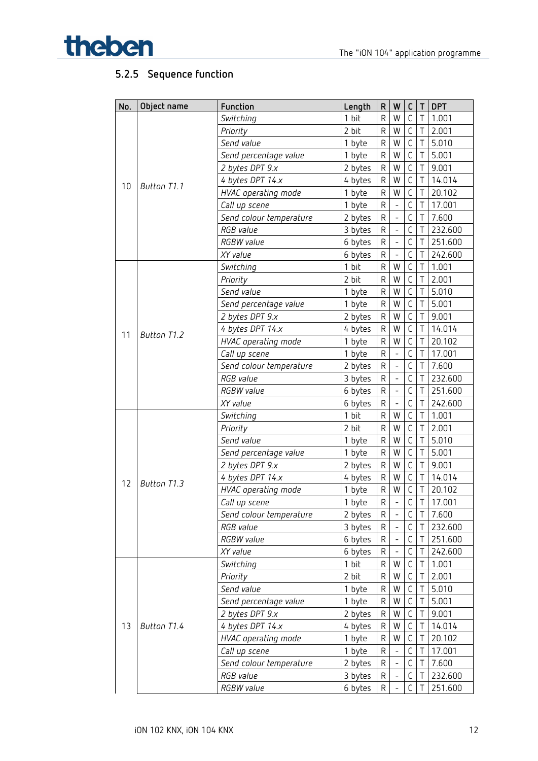### 5.2.5 Sequence function

| No. | Object name | Function | Length | R | W | C | T | DPT |
|---|---|---|---|---|---|---|---|---|
| 10 | *Button T1.1* | *Switching* | 1 bit | R | W | C | T | 1.001 |
| | | *Priority* | 2 bit | R | W | C | T | 2.001 |
| | | *Send value* | 1 byte | R | W | C | T | 5.010 |
| | | *Send percentage value* | 1 byte | R | W | C | T | 5.001 |
| | | *2 bytes DPT 9.x* | 2 bytes | R | W | C | T | 9.001 |
| | | *4 bytes DPT 14.x* | 4 bytes | R | W | C | T | 14.014 |
| | | *HVAC operating mode* | 1 byte | R | W | C | T | 20.102 |
| | | *Call up scene* | 1 byte | R | - | C | T | 17.001 |
| | | *Send colour temperature* | 2 bytes | R | - | C | T | 7.600 |
| | | *RGB value* | 3 bytes | R | - | C | T | 232.600 |
| | | *RGBW value* | 6 bytes | R | - | C | T | 251.600 |
| | | *XY value* | 6 bytes | R | - | C | T | 242.600 |
| 11 | *Button T1.2* | *Switching* | 1 bit | R | W | C | T | 1.001 |
| | | *Priority* | 2 bit | R | W | C | T | 2.001 |
| | | *Send value* | 1 byte | R | W | C | T | 5.010 |
| | | *Send percentage value* | 1 byte | R | W | C | T | 5.001 |
| | | *2 bytes DPT 9.x* | 2 bytes | R | W | C | T | 9.001 |
| | | *4 bytes DPT 14.x* | 4 bytes | R | W | C | T | 14.014 |
| | | *HVAC operating mode* | 1 byte | R | W | C | T | 20.102 |
| | | *Call up scene* | 1 byte | R | - | C | T | 17.001 |
| | | *Send colour temperature* | 2 bytes | R | - | C | T | 7.600 |
| | | *RGB value* | 3 bytes | R | - | C | T | 232.600 |
| | | *RGBW value* | 6 bytes | R | - | C | T | 251.600 |
| | | *XY value* | 6 bytes | R | - | C | T | 242.600 |
| 12 | *Button T1.3* | *Switching* | 1 bit | R | W | C | T | 1.001 |
| | | *Priority* | 2 bit | R | W | C | T | 2.001 |
| | | *Send value* | 1 byte | R | W | C | T | 5.010 |
| | | *Send percentage value* | 1 byte | R | W | C | T | 5.001 |
| | | *2 bytes DPT 9.x* | 2 bytes | R | W | C | T | 9.001 |
| | | *4 bytes DPT 14.x* | 4 bytes | R | W | C | T | 14.014 |
| | | *HVAC operating mode* | 1 byte | R | W | C | T | 20.102 |
| | | *Call up scene* | 1 byte | R | - | C | T | 17.001 |
| | | *Send colour temperature* | 2 bytes | R | - | C | T | 7.600 |
| | | *RGB value* | 3 bytes | R | - | C | T | 232.600 |
| | | *RGBW value* | 6 bytes | R | - | C | T | 251.600 |
| | | *XY value* | 6 bytes | R | - | C | T | 242.600 |
| 13 | *Button T1.4* | *Switching* | 1 bit | R | W | C | T | 1.001 |
| | | *Priority* | 2 bit | R | W | C | T | 2.001 |
| | | *Send value* | 1 byte | R | W | C | T | 5.010 |
| | | *Send percentage value* | 1 byte | R | W | C | T | 5.001 |
| | | *2 bytes DPT 9.x* | 2 bytes | R | W | C | T | 9.001 |
| | | *4 bytes DPT 14.x* | 4 bytes | R | W | C | T | 14.014 |
| | | *HVAC operating mode* | 1 byte | R | W | C | T | 20.102 |
| | | *Call up scene* | 1 byte | R | - | C | T | 17.001 |
| | | *Send colour temperature* | 2 bytes | R | - | C | T | 7.600 |
| | | *RGB value* | 3 bytes | R | - | C | T | 232.600 |
| | | *RGBW value* | 6 bytes | R | - | C | T | 251.600 |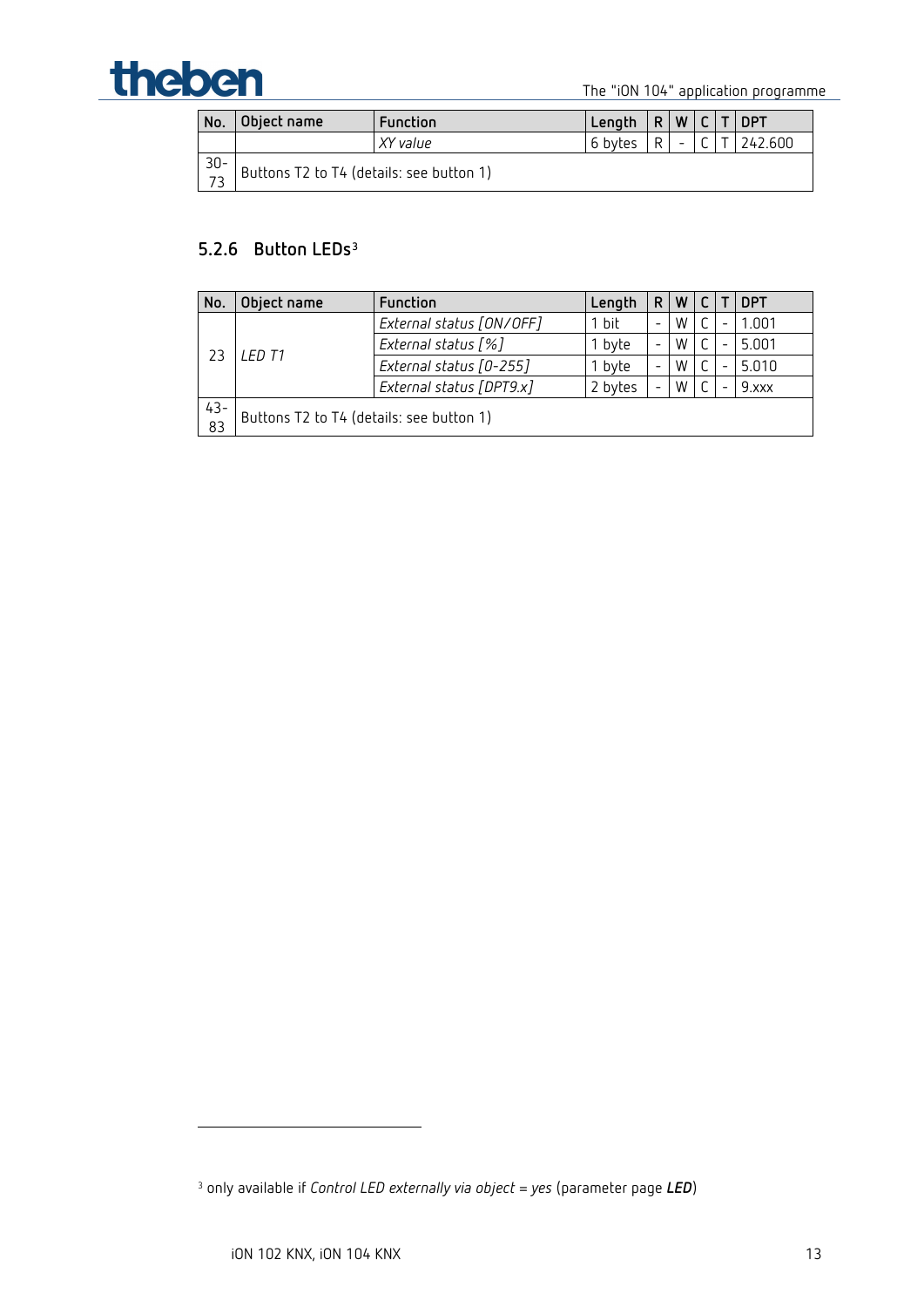| No. | Object name | Function | Length | R | W | C | T | DPT |
|---|---|---|---|---|---|---|---|---|
| | | *XY value* | 6 bytes | R | - | C | T | 242.600 |
| 30-73 | Buttons T2 to T4 (details: see button 1) | | | | | | | |

### 5.2.6 Button LEDs[3]

| No. | Object name | Function | Length | R | W | C | T | DPT |
|---|---|---|---|---|---|---|---|---|
| 23 | *LED T1* | *External status [ON/OFF]* | 1 bit | - | W | C | - | 1.001 |
| | | *External status [%]* | 1 byte | - | W | C | - | 5.001 |
| | | *External status [0-255]* | 1 byte | - | W | C | - | 5.010 |
| | | *External status [DPT9.x]* | 2 bytes | - | W | C | - | 9.xxx |
| 43-83 | Buttons T2 to T4 (details: see button 1) | | | | | | | |

[3] only available if *Control LED externally via object* = *yes* (parameter page ***LED***)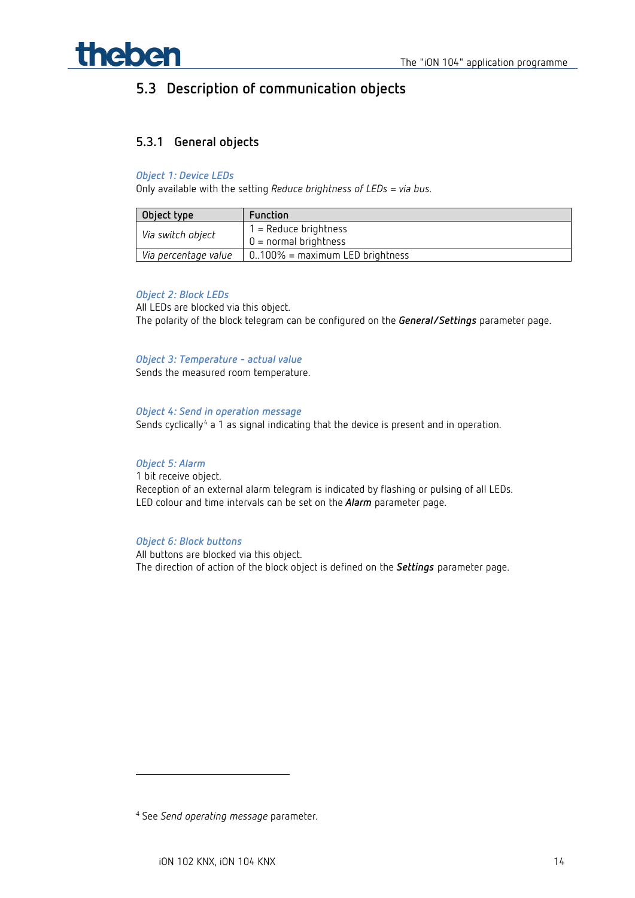## 5.3 Description of communication objects

### 5.3.1 General objects

*Object 1: Device LEDs*

Only available with the setting *Reduce brightness of LEDs = via bus*.

| Object type | Function |
|---|---|
| *Via switch object* | 1 = Reduce brightness<br>0 = normal brightness |
| *Via percentage value* | 0..100% = maximum LED brightness |

*Object 2: Block LEDs*

All LEDs are blocked via this object.

The polarity of the block telegram can be configured on the ***General/Settings*** parameter page.

*Object 3: Temperature - actual value*

Sends the measured room temperature.

*Object 4: Send in operation message*

Sends cyclically[4] a 1 as signal indicating that the device is present and in operation.

*Object 5: Alarm*

1 bit receive object.

Reception of an external alarm telegram is indicated by flashing or pulsing of all LEDs.

LED colour and time intervals can be set on the ***Alarm*** parameter page.

*Object 6: Block buttons*

All buttons are blocked via this object.

The direction of action of the block object is defined on the ***Settings*** parameter page.

---

[4] See *Send operating message* parameter.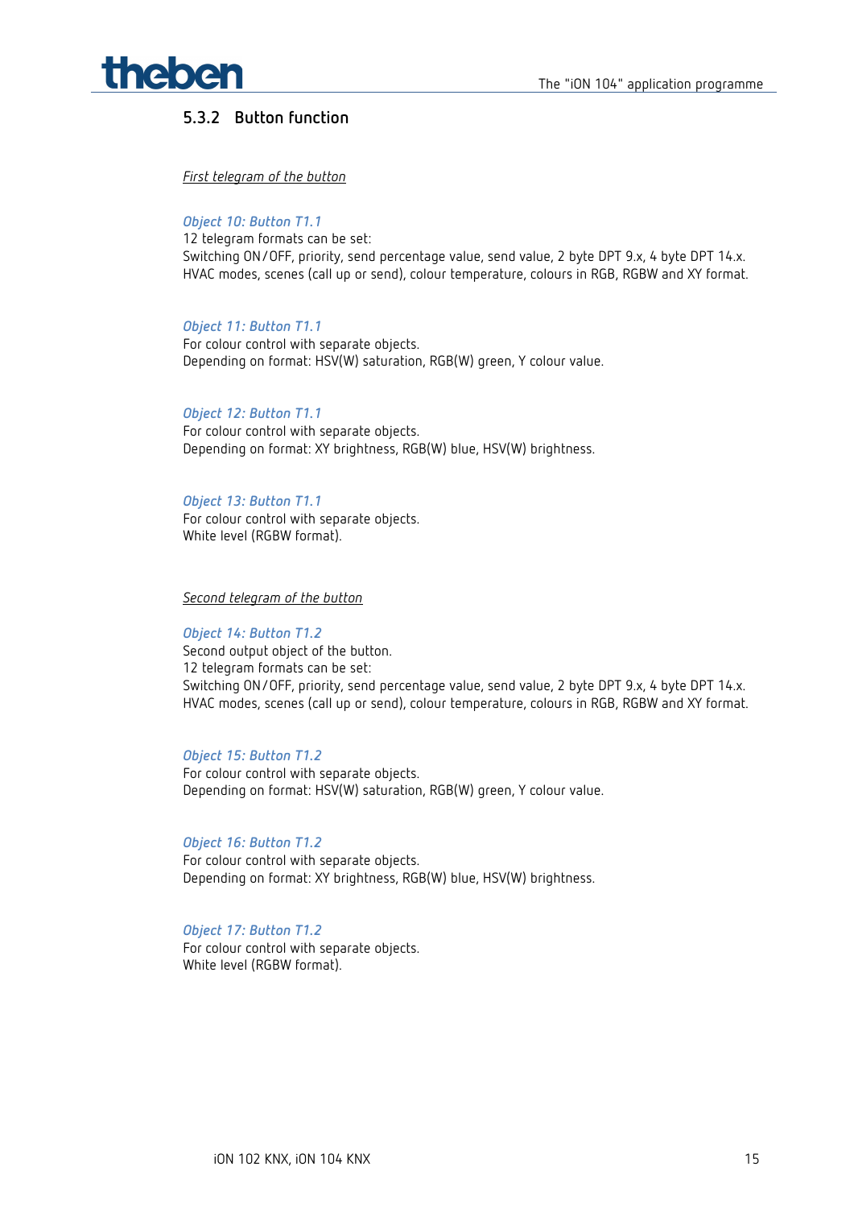### 5.3.2 Button function

_First telegram of the button_

*Object 10: Button T1.1*
12 telegram formats can be set:
Switching ON/OFF, priority, send percentage value, send value, 2 byte DPT 9.x, 4 byte DPT 14.x. HVAC modes, scenes (call up or send), colour temperature, colours in RGB, RGBW and XY format.

*Object 11: Button T1.1*
For colour control with separate objects.
Depending on format: HSV(W) saturation, RGB(W) green, Y colour value.

*Object 12: Button T1.1*
For colour control with separate objects.
Depending on format: XY brightness, RGB(W) blue, HSV(W) brightness.

*Object 13: Button T1.1*
For colour control with separate objects.
White level (RGBW format).

_Second telegram of the button_

*Object 14: Button T1.2*
Second output object of the button.
12 telegram formats can be set:
Switching ON/OFF, priority, send percentage value, send value, 2 byte DPT 9.x, 4 byte DPT 14.x. HVAC modes, scenes (call up or send), colour temperature, colours in RGB, RGBW and XY format.

*Object 15: Button T1.2*
For colour control with separate objects.
Depending on format: HSV(W) saturation, RGB(W) green, Y colour value.

*Object 16: Button T1.2*
For colour control with separate objects.
Depending on format: XY brightness, RGB(W) blue, HSV(W) brightness.

*Object 17: Button T1.2*
For colour control with separate objects.
White level (RGBW format).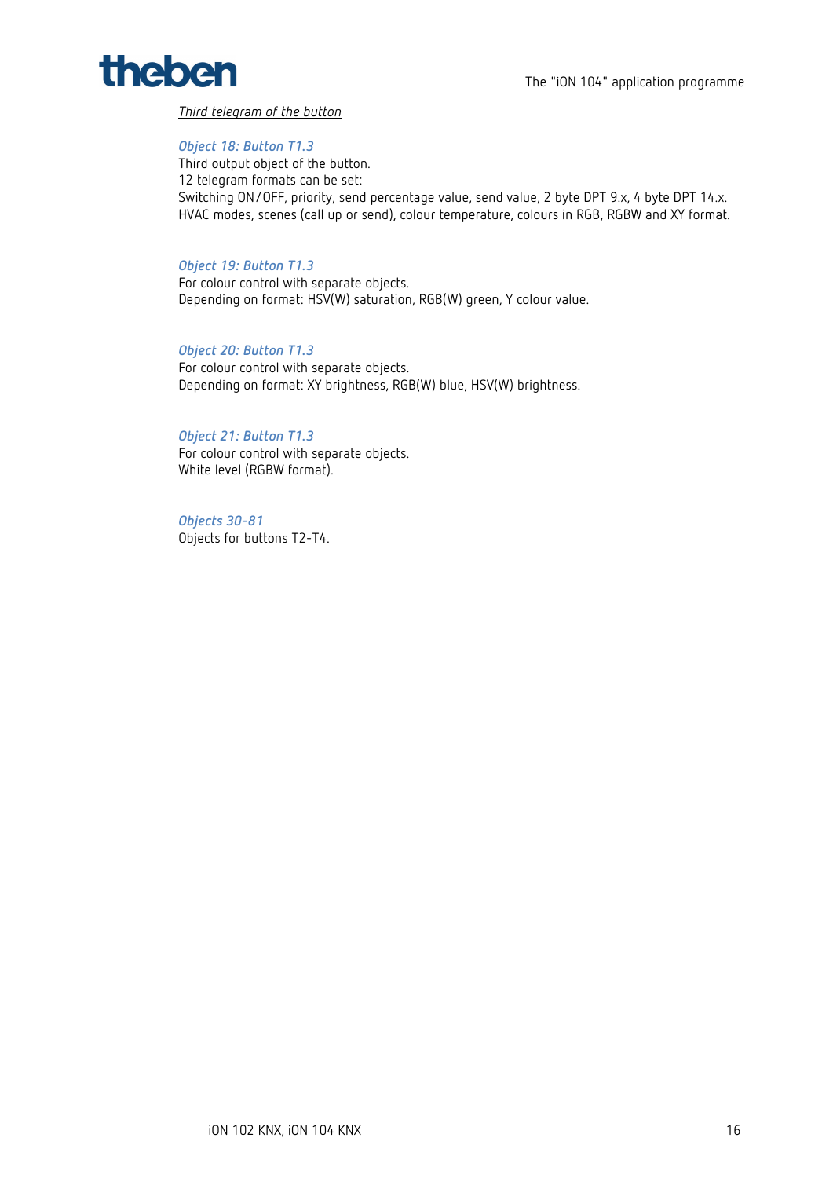*Third telegram of the button*

*Object 18: Button T1.3*

Third output object of the button.
12 telegram formats can be set:
Switching ON/OFF, priority, send percentage value, send value, 2 byte DPT 9.x, 4 byte DPT 14.x. HVAC modes, scenes (call up or send), colour temperature, colours in RGB, RGBW and XY format.

*Object 19: Button T1.3*

For colour control with separate objects.
Depending on format: HSV(W) saturation, RGB(W) green, Y colour value.

*Object 20: Button T1.3*

For colour control with separate objects.
Depending on format: XY brightness, RGB(W) blue, HSV(W) brightness.

*Object 21: Button T1.3*

For colour control with separate objects.
White level (RGBW format).

*Objects 30-81*

Objects for buttons T2-T4.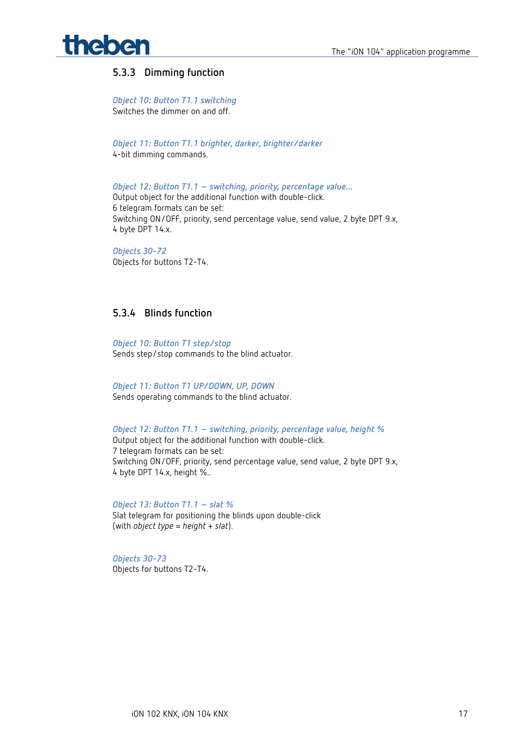### 5.3.3 Dimming function

*Object 10: Button T1.1 switching*
Switches the dimmer on and off.

*Object 11: Button T1.1 brighter, darker, brighter/darker*
4-bit dimming commands.

*Object 12: Button T1.1 – switching, priority, percentage value...*
Output object for the additional function with double-click.
6 telegram formats can be set:
Switching ON/OFF, priority, send percentage value, send value, 2 byte DPT 9.x,
4 byte DPT 14.x.

*Objects 30-72*
Objects for buttons T2-T4.

### 5.3.4 Blinds function

*Object 10: Button T1 step/stop*
Sends step/stop commands to the blind actuator.

*Object 11: Button T1 UP/DOWN, UP, DOWN*
Sends operating commands to the blind actuator.

*Object 12: Button T1.1 – switching, priority, percentage value, height %*
Output object for the additional function with double-click.
7 telegram formats can be set:
Switching ON/OFF, priority, send percentage value, send value, 2 byte DPT 9.x,
4 byte DPT 14.x, height %..

*Object 13: Button T1.1 – slat %*
Slat telegram for positioning the blinds upon double-click
(with *object type* = *height* + *slat*).

*Objects 30-73*
Objects for buttons T2-T4.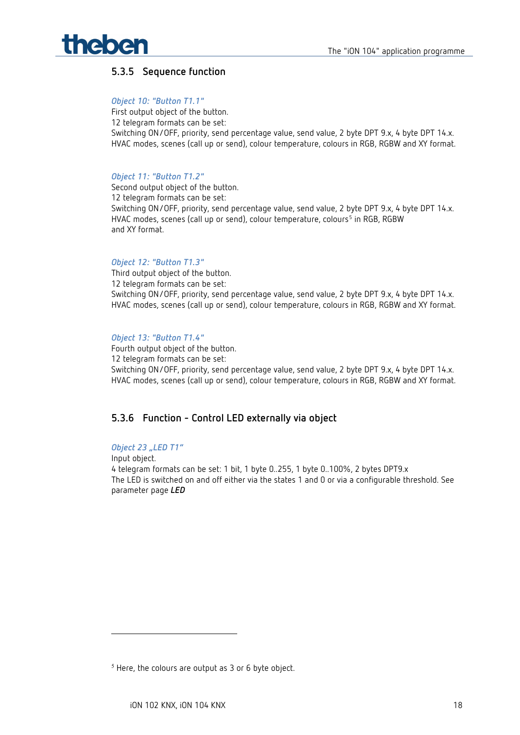### 5.3.5 Sequence function

*Object 10: "Button T1.1"*
First output object of the button.
12 telegram formats can be set:
Switching ON/OFF, priority, send percentage value, send value, 2 byte DPT 9.x, 4 byte DPT 14.x. HVAC modes, scenes (call up or send), colour temperature, colours in RGB, RGBW and XY format.

*Object 11: "Button T1.2"*
Second output object of the button.
12 telegram formats can be set:
Switching ON/OFF, priority, send percentage value, send value, 2 byte DPT 9.x, 4 byte DPT 14.x. HVAC modes, scenes (call up or send), colour temperature, colours[5] in RGB, RGBW and XY format.

*Object 12: "Button T1.3"*
Third output object of the button.
12 telegram formats can be set:
Switching ON/OFF, priority, send percentage value, send value, 2 byte DPT 9.x, 4 byte DPT 14.x. HVAC modes, scenes (call up or send), colour temperature, colours in RGB, RGBW and XY format.

*Object 13: "Button T1.4"*
Fourth output object of the button.
12 telegram formats can be set:
Switching ON/OFF, priority, send percentage value, send value, 2 byte DPT 9.x, 4 byte DPT 14.x. HVAC modes, scenes (call up or send), colour temperature, colours in RGB, RGBW and XY format.

### 5.3.6 Function - Control LED externally via object

*Object 23 „LED T1"*
Input object.
4 telegram formats can be set: 1 bit, 1 byte 0..255, 1 byte 0..100%, 2 bytes DPT9.x
The LED is switched on and off either via the states 1 and 0 or via a configurable threshold. See parameter page ***LED***

---

[5] Here, the colours are output as 3 or 6 byte object.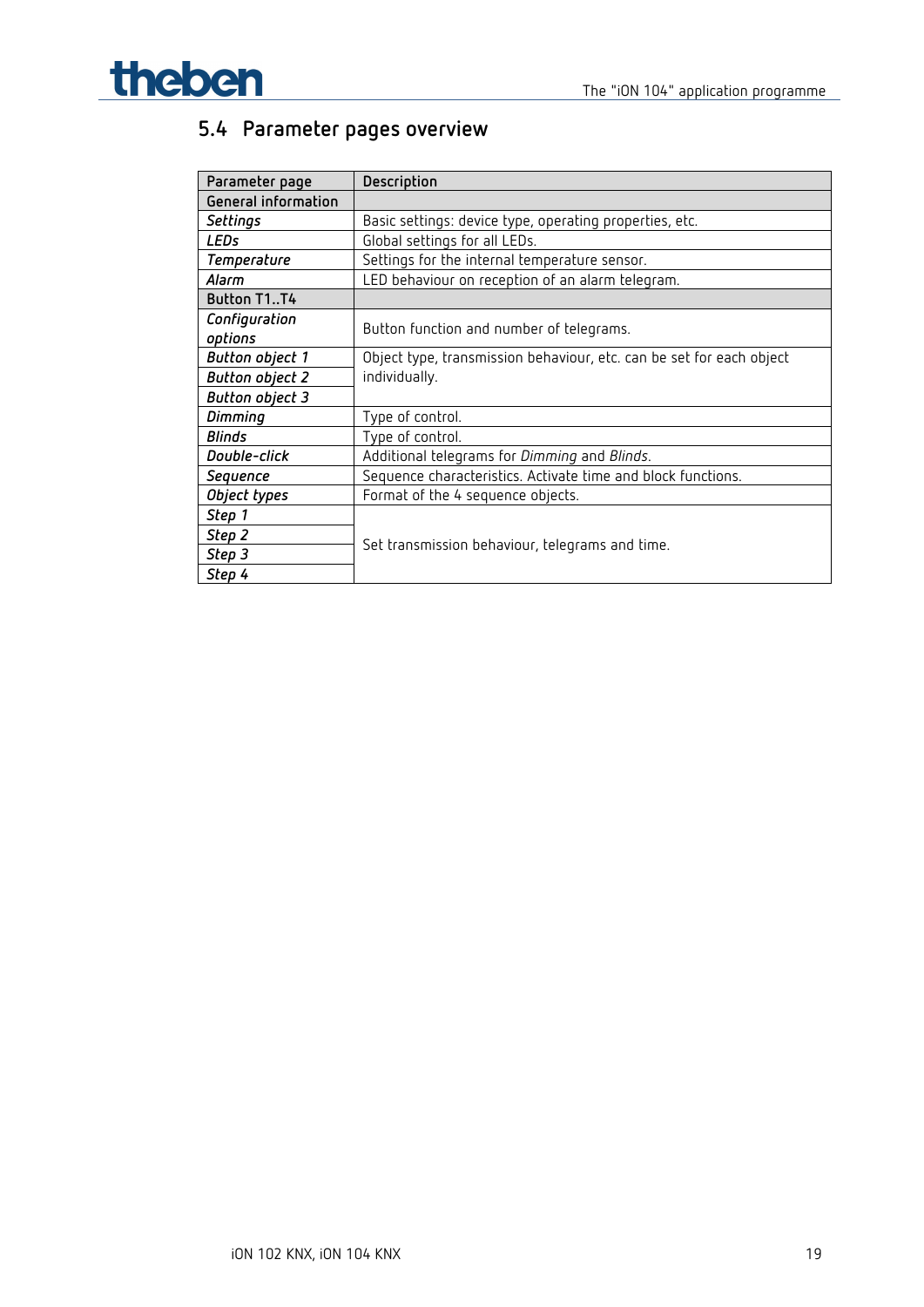## 5.4 Parameter pages overview

| Parameter page | Description |
|---|---|
| **General information** | |
| ***Settings*** | Basic settings: device type, operating properties, etc. |
| ***LEDs*** | Global settings for all LEDs. |
| ***Temperature*** | Settings for the internal temperature sensor. |
| ***Alarm*** | LED behaviour on reception of an alarm telegram. |
| **Button T1..T4** | |
| ***Configuration options*** | Button function and number of telegrams. |
| ***Button object 1*** | Object type, transmission behaviour, etc. can be set for each object individually. |
| ***Button object 2*** | |
| ***Button object 3*** | |
| ***Dimming*** | Type of control. |
| ***Blinds*** | Type of control. |
| ***Double-click*** | Additional telegrams for *Dimming* and *Blinds*. |
| ***Sequence*** | Sequence characteristics. Activate time and block functions. |
| ***Object types*** | Format of the 4 sequence objects. |
| ***Step 1*** | Set transmission behaviour, telegrams and time. |
| ***Step 2*** | |
| ***Step 3*** | |
| ***Step 4*** | |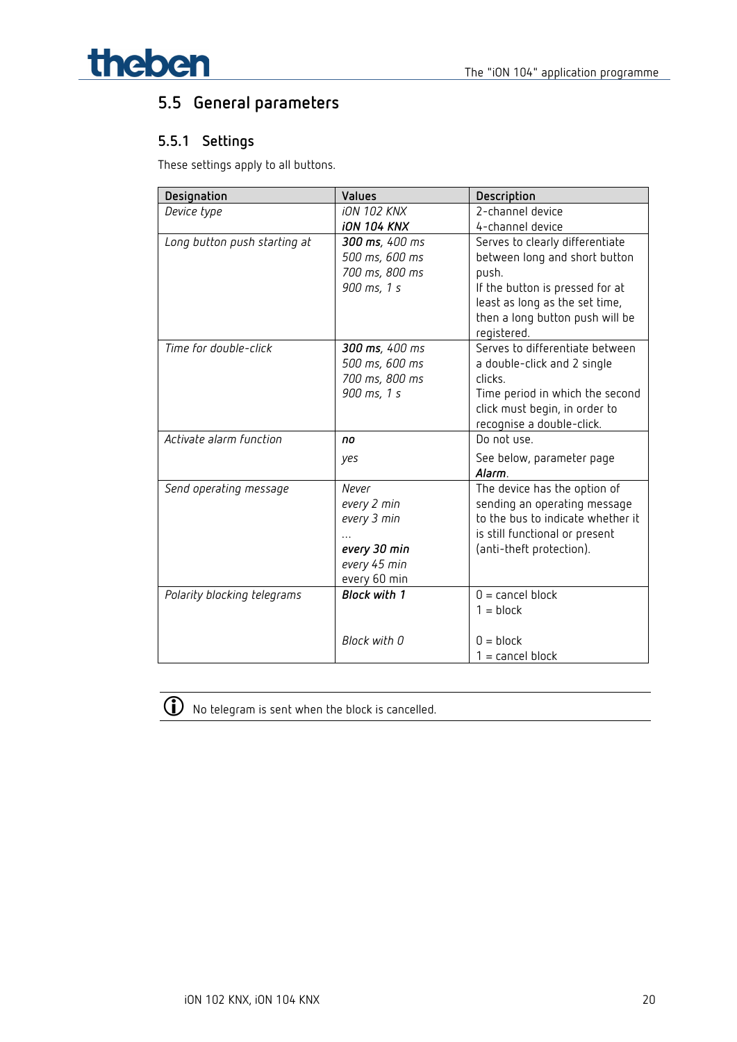## 5.5 General parameters

### 5.5.1 Settings

These settings apply to all buttons.

| Designation | Values | Description |
|---|---|---|
| *Device type* | *iON 102 KNX*<br>***iON 104 KNX*** | 2-channel device<br>4-channel device |
| *Long button push starting at* | ***300 ms**, 400 ms*<br>*500 ms, 600 ms*<br>*700 ms, 800 ms*<br>*900 ms, 1 s* | Serves to clearly differentiate between long and short button push.<br>If the button is pressed for at least as long as the set time, then a long button push will be registered. |
| *Time for double-click* | ***300 ms**, 400 ms*<br>*500 ms, 600 ms*<br>*700 ms, 800 ms*<br>*900 ms, 1 s* | Serves to differentiate between a double-click and 2 single clicks.<br>Time period in which the second click must begin, in order to recognise a double-click. |
| *Activate alarm function* | ***no***<br>*yes* | Do not use.<br>See below, parameter page ***Alarm***. |
| *Send operating message* | *Never*<br>*every 2 min*<br>*every 3 min*<br>*...*<br>***every 30 min***<br>*every 45 min*<br>every 60 min | The device has the option of sending an operating message to the bus to indicate whether it is still functional or present (anti-theft protection). |
| *Polarity blocking telegrams* | ***Block with 1***<br><br>*Block with 0* | 0 = cancel block<br>1 = block<br>0 = block<br>1 = cancel block |

ⓘ No telegram is sent when the block is cancelled.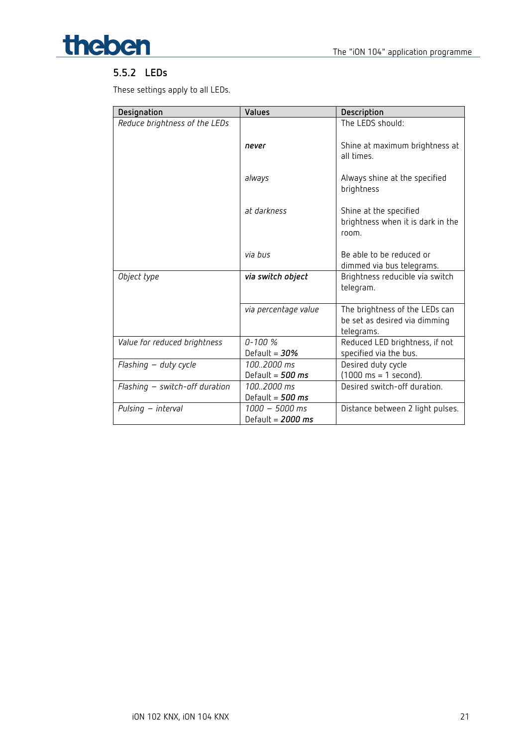### 5.5.2 LEDs

These settings apply to all LEDs.

| Designation | Values | Description |
|---|---|---|
| *Reduce brightness of the LEDs* | | The LEDS should: |
| | ***never*** | Shine at maximum brightness at all times. |
| | *always* | Always shine at the specified brightness |
| | *at darkness* | Shine at the specified brightness when it is dark in the room. |
| | *via bus* | Be able to be reduced or dimmed via bus telegrams. |
| *Object type* | ***via switch object*** | Brightness reducible via switch telegram. |
| | *via percentage value* | The brightness of the LEDs can be set as desired via dimming telegrams. |
| *Value for reduced brightness* | *0-100 %* Default = ***30%*** | Reduced LED brightness, if not specified via the bus. |
| *Flashing – duty cycle* | *100..2000 ms* Default = ***500 ms*** | Desired duty cycle (1000 ms = 1 second). |
| *Flashing – switch-off duration* | *100..2000 ms* Default = ***500 ms*** | Desired switch-off duration. |
| *Pulsing – interval* | *1000 – 5000 ms* Default = ***2000 ms*** | Distance between 2 light pulses. |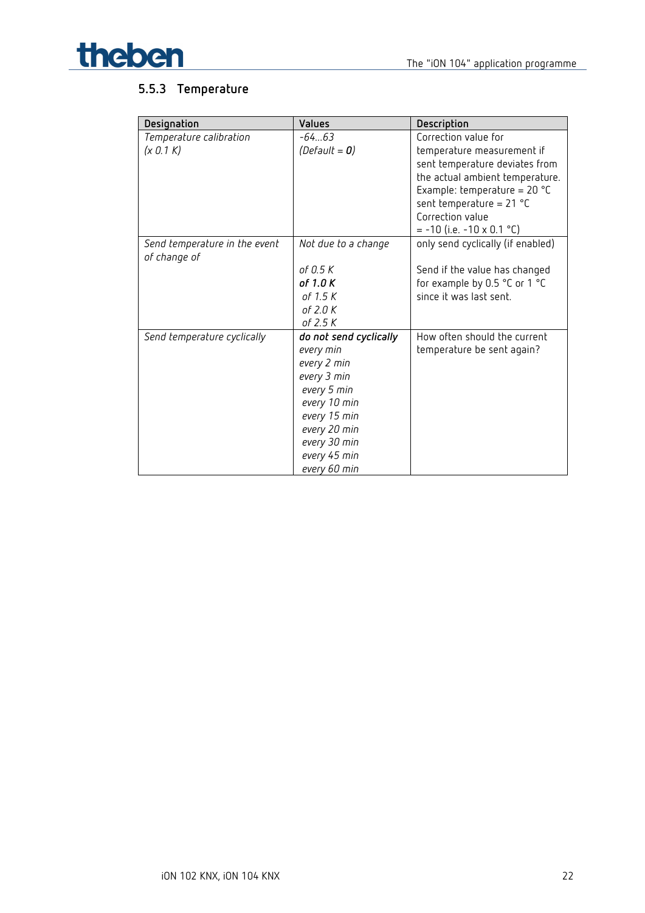### 5.5.3 Temperature

| Designation | Values | Description |
|---|---|---|
| *Temperature calibration (x 0.1 K)* | *-64...63*<br>*(Default = **0**)* | Correction value for temperature measurement if sent temperature deviates from the actual ambient temperature.<br>Example: temperature = 20 °C<br>sent temperature = 21 °C<br>Correction value<br>= -10 (i.e. -10 x 0.1 °C) |
| *Send temperature in the event of change of* | *Not due to a change* | only send cyclically (if enabled) |
| | *of 0.5 K*<br>***of 1.0 K***<br>*of 1.5 K*<br>*of 2.0 K*<br>*of 2.5 K* | Send if the value has changed for example by 0.5 °C or 1 °C since it was last sent. |
| *Send temperature cyclically* | ***do not send cyclically***<br>*every min*<br>*every 2 min*<br>*every 3 min*<br>*every 5 min*<br>*every 10 min*<br>*every 15 min*<br>*every 20 min*<br>*every 30 min*<br>*every 45 min*<br>*every 60 min* | How often should the current temperature be sent again? |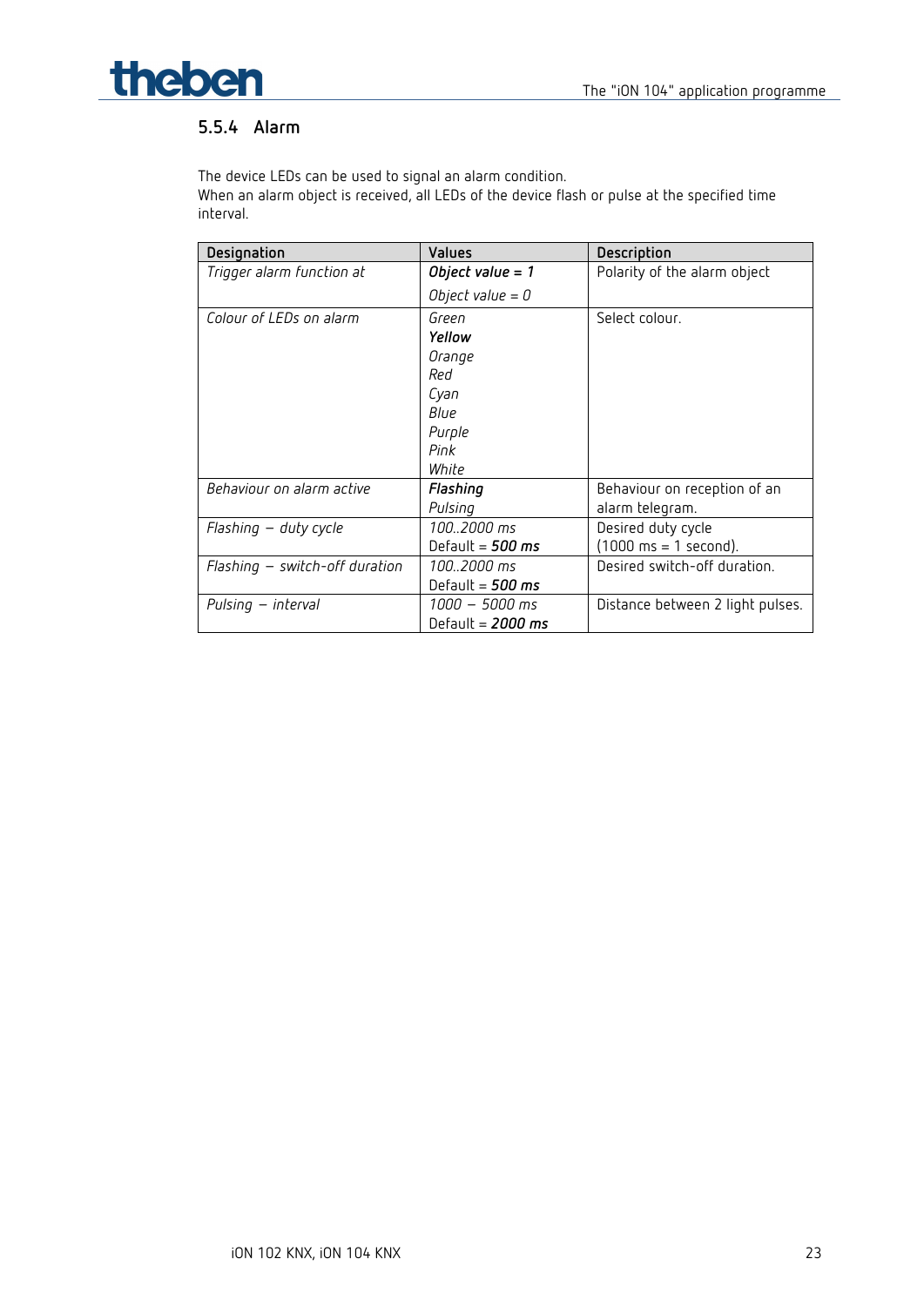### 5.5.4 Alarm

The device LEDs can be used to signal an alarm condition.
When an alarm object is received, all LEDs of the device flash or pulse at the specified time interval.

| Designation | Values | Description |
|---|---|---|
| *Trigger alarm function at* | ***Object value = 1***<br>*Object value = 0* | Polarity of the alarm object |
| *Colour of LEDs on alarm* | *Green*<br>***Yellow***<br>*Orange*<br>*Red*<br>*Cyan*<br>*Blue*<br>*Purple*<br>*Pink*<br>*White* | Select colour. |
| *Behaviour on alarm active* | ***Flashing***<br>*Pulsing* | Behaviour on reception of an alarm telegram. |
| *Flashing – duty cycle* | *100..2000 ms*<br>Default = ***500 ms*** | Desired duty cycle<br>(1000 ms = 1 second). |
| *Flashing – switch-off duration* | *100..2000 ms*<br>Default = ***500 ms*** | Desired switch-off duration. |
| *Pulsing – interval* | *1000 – 5000 ms*<br>Default = ***2000 ms*** | Distance between 2 light pulses. |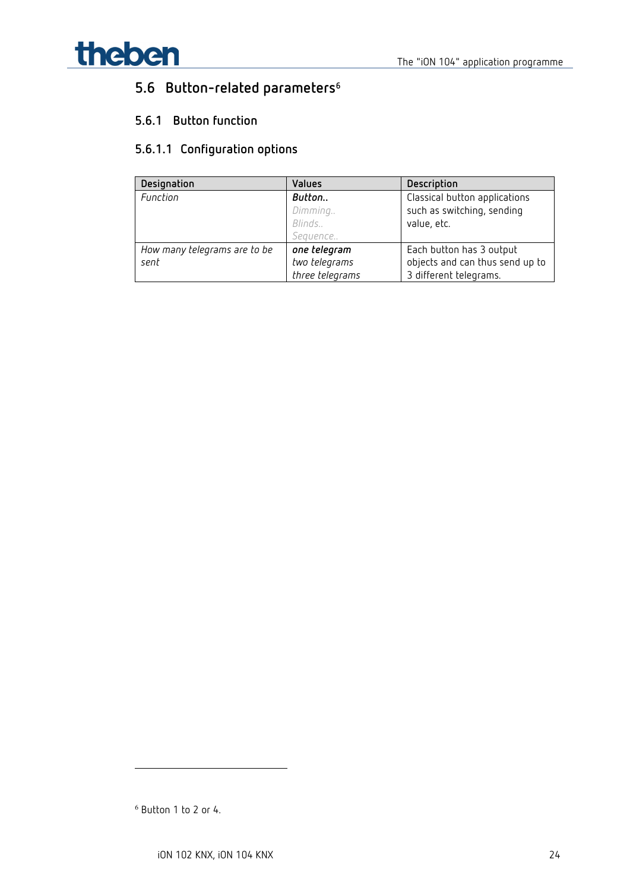## 5.6 Button-related parameters[6]

### 5.6.1 Button function

#### 5.6.1.1 Configuration options

| Designation | Values | Description |
|---|---|---|
| *Function* | ***Button..***<br>*Dimming..*<br>*Blinds..*<br>*Sequence..* | Classical button applications such as switching, sending value, etc. |
| *How many telegrams are to be sent* | ***one telegram***<br>*two telegrams*<br>*three telegrams* | Each button has 3 output objects and can thus send up to 3 different telegrams. |

[6] Button 1 to 2 or 4.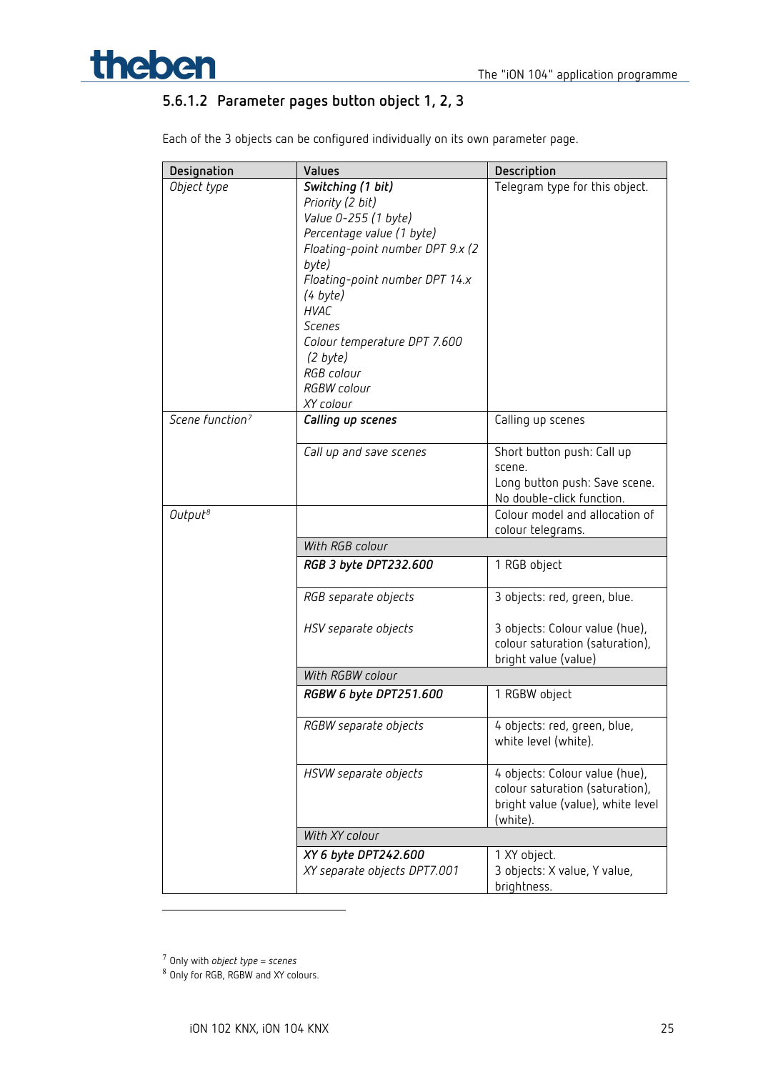### 5.6.1.2 Parameter pages button object 1, 2, 3

Each of the 3 objects can be configured individually on its own parameter page.

| Designation | Values | Description |
|---|---|---|
| *Object type* | ***Switching (1 bit)***<br>*Priority (2 bit)*<br>*Value 0-255 (1 byte)*<br>*Percentage value (1 byte)*<br>*Floating-point number DPT 9.x (2 byte)*<br>*Floating-point number DPT 14.x (4 byte)*<br>*HVAC*<br>*Scenes*<br>*Colour temperature DPT 7.600 (2 byte)*<br>*RGB colour*<br>*RGBW colour*<br>*XY colour* | Telegram type for this object. |
| *Scene function*[7] | ***Calling up scenes*** | Calling up scenes |
| | *Call up and save scenes* | Short button push: Call up scene.<br>Long button push: Save scene.<br>No double-click function. |
| *Output*[8] | | Colour model and allocation of colour telegrams. |
| | *With RGB colour* | |
| | ***RGB 3 byte DPT232.600*** | 1 RGB object |
| | *RGB separate objects*<br><br>*HSV separate objects* | 3 objects: red, green, blue.<br><br>3 objects: Colour value (hue), colour saturation (saturation), bright value (value) |
| | *With RGBW colour* | |
| | ***RGBW 6 byte DPT251.600*** | 1 RGBW object |
| | *RGBW separate objects* | 4 objects: red, green, blue, white level (white). |
| | *HSVW separate objects* | 4 objects: Colour value (hue), colour saturation (saturation), bright value (value), white level (white). |
| | *With XY colour* | |
| | ***XY 6 byte DPT242.600***<br>*XY separate objects DPT7.001* | 1 XY object.<br>3 objects: X value, Y value, brightness. |

[7] Only with *object type = scenes*
[8] Only for RGB, RGBW and XY colours.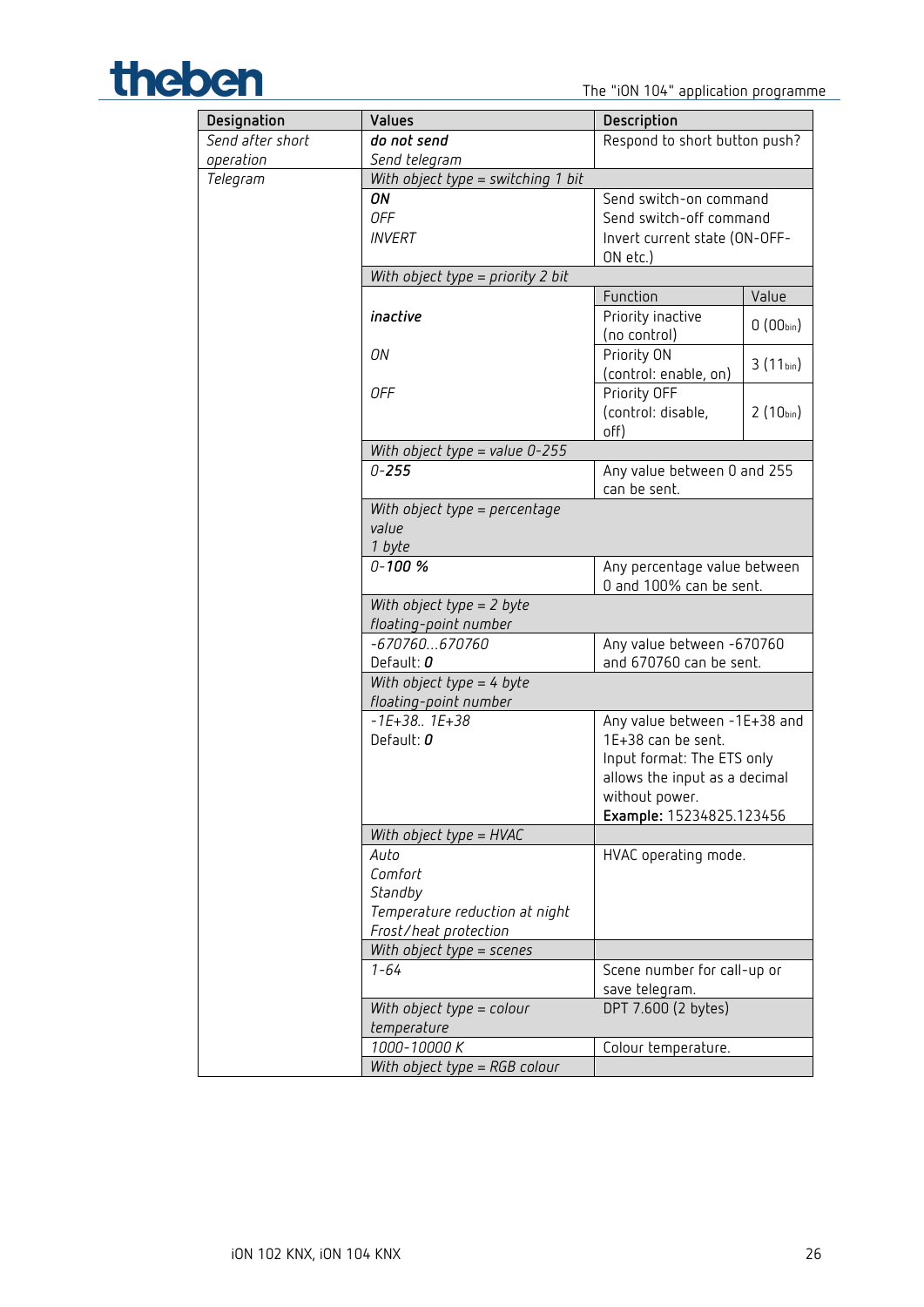| Designation | Values | Description |
|---|---|---|
| *Send after short operation* | ***do not send***<br>*Send telegram* | Respond to short button push? |
| *Telegram* | *With object type = switching 1 bit* | |
| | ***ON***<br>*OFF*<br>*INVERT* | Send switch-on command<br>Send switch-off command<br>Invert current state (ON-OFF-ON etc.) |
| | *With object type = priority 2 bit* | |
| | | Function / Value |
| | ***inactive*** | Priority inactive (no control) / 0 ($00_{bin}$) |
| | *ON* | Priority ON (control: enable, on) / 3 ($11_{bin}$) |
| | *OFF* | Priority OFF (control: disable, off) / 2 ($10_{bin}$) |
| | *With object type = value 0-255* | |
| | *0-**255*** | Any value between 0 and 255 can be sent. |
| | *With object type = percentage value 1 byte* | |
| | *0-**100 %*** | Any percentage value between 0 and 100% can be sent. |
| | *With object type = 2 byte floating-point number* | |
| | *-670760...670760*<br>Default: ***0*** | Any value between -670760 and 670760 can be sent. |
| | *With object type = 4 byte floating-point number* | |
| | *-1E+38.. 1E+38*<br>Default: ***0*** | Any value between -1E+38 and 1E+38 can be sent.<br>Input format: The ETS only allows the input as a decimal without power.<br>**Example:** 15234825.123456 |
| | *With object type = HVAC* | |
| | *Auto*<br>*Comfort*<br>*Standby*<br>*Temperature reduction at night*<br>*Frost/heat protection* | HVAC operating mode. |
| | *With object type = scenes* | |
| | *1-64* | Scene number for call-up or save telegram. |
| | *With object type = colour temperature* | DPT 7.600 (2 bytes) |
| | *1000-10000 K* | Colour temperature. |
| | *With object type = RGB colour* | |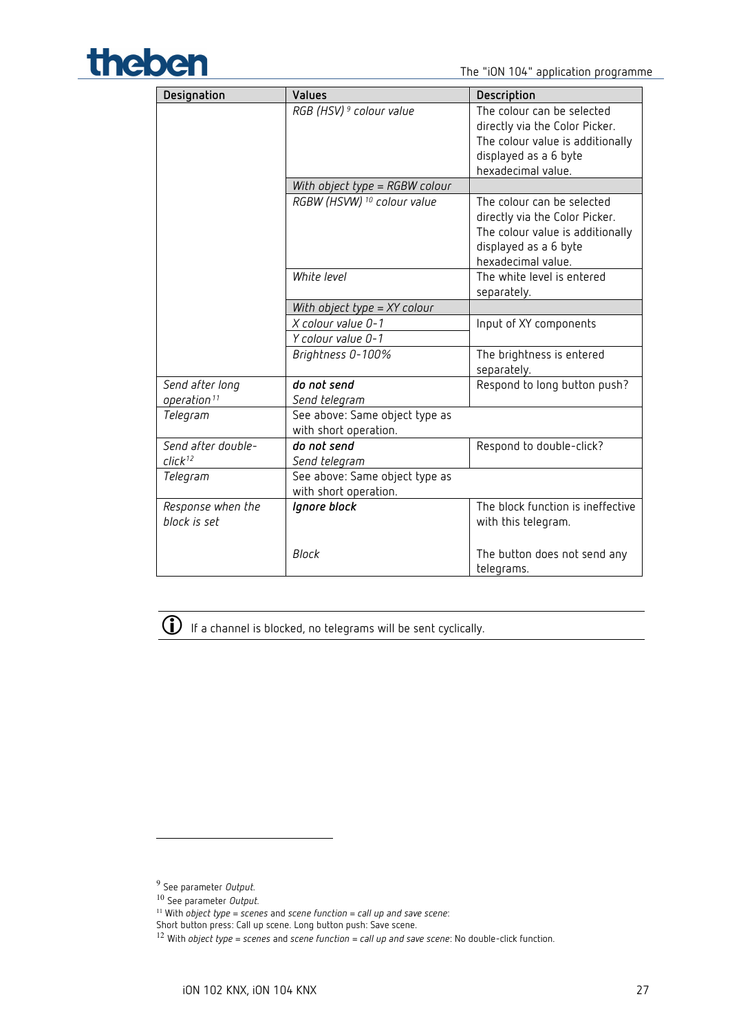| Designation | Values | Description |
|---|---|---|
| | *RGB (HSV)* [9] *colour value* | The colour can be selected directly via the Color Picker. The colour value is additionally displayed as a 6 byte hexadecimal value. |
| | *With object type = RGBW colour* | |
| | *RGBW (HSVW)* [10] *colour value* | The colour can be selected directly via the Color Picker. The colour value is additionally displayed as a 6 byte hexadecimal value. |
| | *White level* | The white level is entered separately. |
| | *With object type = XY colour* | |
| | *X colour value 0-1* | Input of XY components |
| | *Y colour value 0-1* | |
| | *Brightness 0-100%* | The brightness is entered separately. |
| *Send after long operation* [11] | ***do not send***<br>*Send telegram* | Respond to long button push? |
| *Telegram* | See above: Same object type as with short operation. | |
| *Send after double-click* [12] | ***do not send***<br>*Send telegram* | Respond to double-click? |
| *Telegram* | See above: Same object type as with short operation. | |
| *Response when the block is set* | ***Ignore block***<br><br>*Block* | The block function is ineffective with this telegram.<br><br>The button does not send any telegrams. |

ⓘ If a channel is blocked, no telegrams will be sent cyclically.

---

[9] See parameter *Output*.

[10] See parameter *Output*.

[11] With *object type* = *scenes* and *scene function* = *call up and save scene*:
Short button press: Call up scene. Long button push: Save scene.

[12] With *object type* = *scenes* and *scene function* = *call up and save scene*: No double-click function.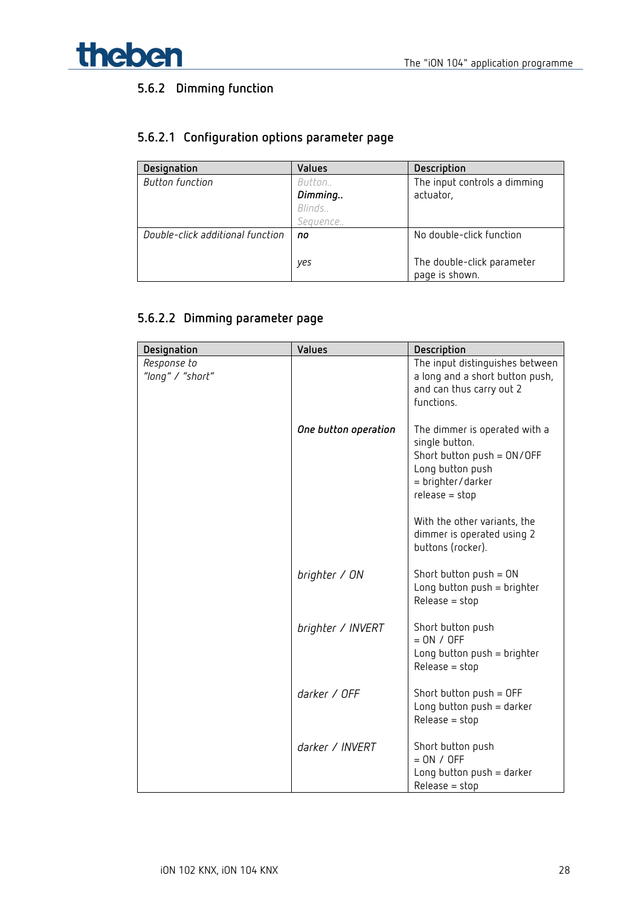### 5.6.2 Dimming function

#### 5.6.2.1 Configuration options parameter page

| Designation | Values | Description |
|---|---|---|
| *Button function* | *Button..*<br>***Dimming..***<br>*Blinds..*<br>*Sequence..* | The input controls a dimming actuator, |
| *Double-click additional function* | ***no*** | No double-click function |
| | *yes* | The double-click parameter page is shown. |

#### 5.6.2.2 Dimming parameter page

| Designation | Values | Description |
|---|---|---|
| *Response to "long" / "short"* | | The input distinguishes between a long and a short button push, and can thus carry out 2 functions. |
| | ***One button operation*** | The dimmer is operated with a single button.<br>Short button push = ON/OFF<br>Long button push = brighter/darker<br>release = stop<br><br>With the other variants, the dimmer is operated using 2 buttons (rocker). |
| | *brighter / ON* | Short button push = ON<br>Long button push = brighter<br>Release = stop |
| | *brighter / INVERT* | Short button push = ON / OFF<br>Long button push = brighter<br>Release = stop |
| | *darker / OFF* | Short button push = OFF<br>Long button push = darker<br>Release = stop |
| | *darker / INVERT* | Short button push = ON / OFF<br>Long button push = darker<br>Release = stop |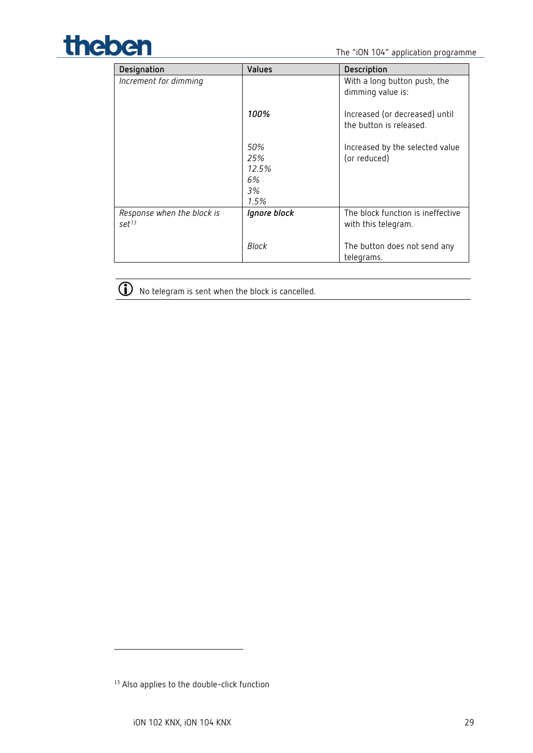| Designation | Values | Description |
|---|---|---|
| *Increment for dimming* | | With a long button push, the dimming value is: |
| | ***100%*** | Increased (or decreased) until the button is released. |
| | *50%*<br>*25%*<br>*12.5%*<br>*6%*<br>*3%*<br>*1.5%* | Increased by the selected value (or reduced) |
| *Response when the block is set*[13] | ***Ignore block*** | The block function is ineffective with this telegram. |
| | *Block* | The button does not send any telegrams. |

ⓘ No telegram is sent when the block is cancelled.

[13] Also applies to the double-click function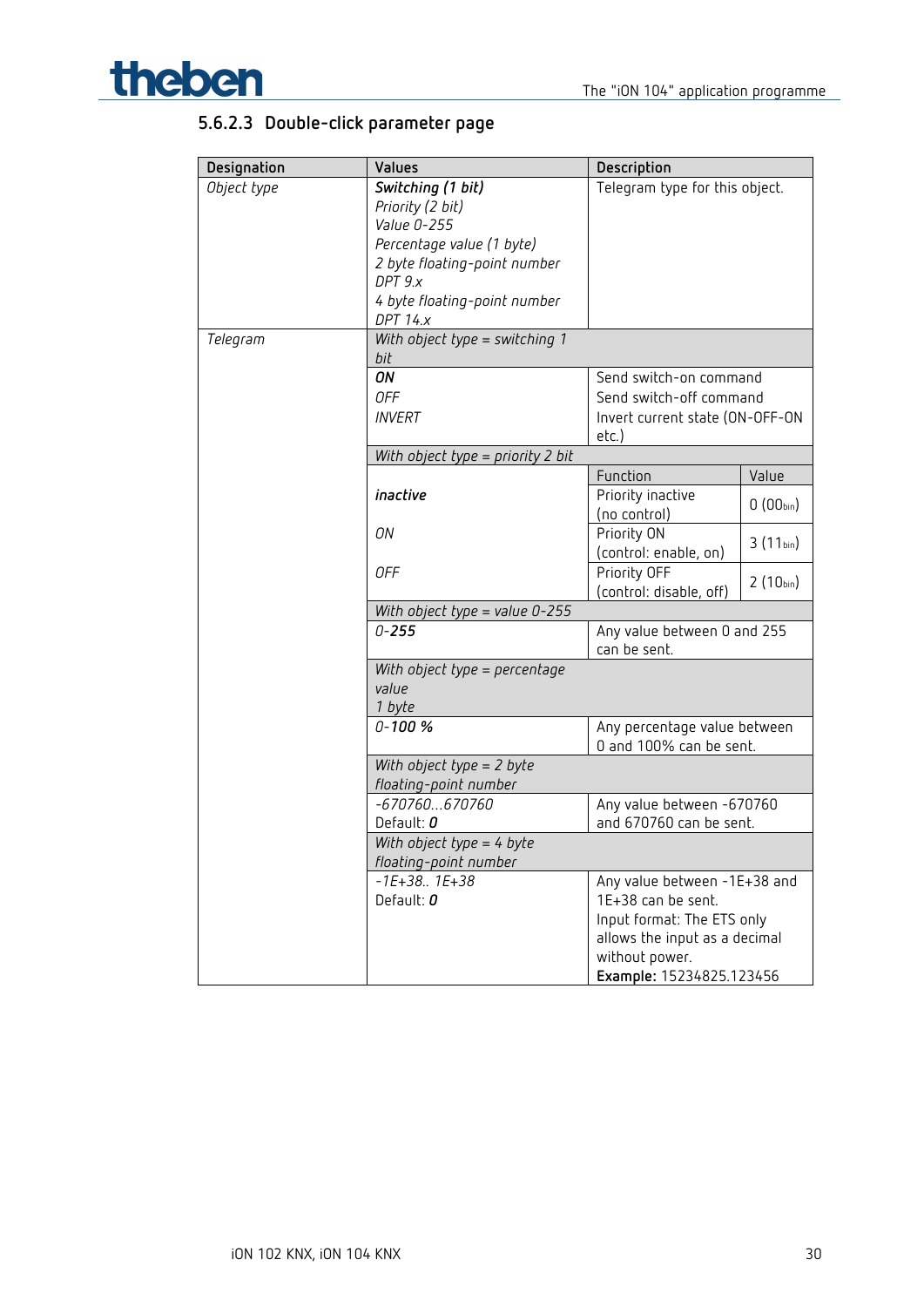### 5.6.2.3 Double-click parameter page

| Designation | Values | Description | |
|---|---|---|---|
| *Object type* | ***Switching (1 bit)***<br>*Priority (2 bit)*<br>*Value 0-255*<br>*Percentage value (1 byte)*<br>*2 byte floating-point number DPT 9.x*<br>*4 byte floating-point number DPT 14.x* | Telegram type for this object. | |
| *Telegram* | *With object type = switching 1 bit* | | |
| | ***ON***<br>*OFF*<br>*INVERT* | Send switch-on command<br>Send switch-off command<br>Invert current state (ON-OFF-ON etc.) | |
| | *With object type = priority 2 bit* | | |
| | | Function | Value |
| | ***inactive*** | Priority inactive (no control) | 0 ($00_{bin}$) |
| | *ON* | Priority ON (control: enable, on) | 3 ($11_{bin}$) |
| | *OFF* | Priority OFF (control: disable, off) | 2 ($10_{bin}$) |
| | *With object type = value 0-255* | | |
| | *0-**255*** | Any value between 0 and 255 can be sent. | |
| | *With object type = percentage value 1 byte* | | |
| | *0-**100 %*** | Any percentage value between 0 and 100% can be sent. | |
| | *With object type = 2 byte floating-point number* | | |
| | *-670760...670760*<br>Default: ***0*** | Any value between -670760 and 670760 can be sent. | |
| | *With object type = 4 byte floating-point number* | | |
| | *-1E+38.. 1E+38*<br>Default: ***0*** | Any value between -1E+38 and 1E+38 can be sent.<br>Input format: The ETS only allows the input as a decimal without power.<br>**Example:** 15234825.123456 | |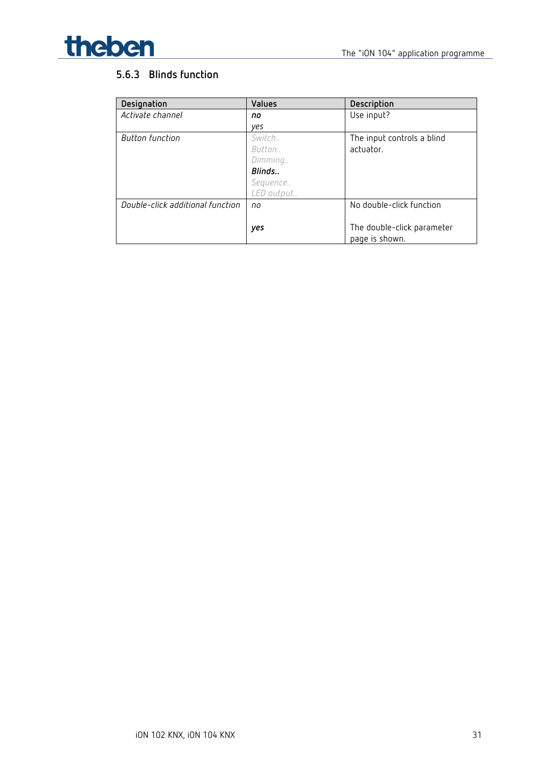### 5.6.3 Blinds function

| Designation | Values | Description |
|---|---|---|
| *Activate channel* | ***no***<br>*yes* | Use input? |
| *Button function* | *Switch..*<br>*Button..*<br>*Dimming..*<br>***Blinds..***<br>*Sequence..*<br>*LED output..* | The input controls a blind actuator. |
| *Double-click additional function* | *no*<br><br>***yes*** | No double-click function<br><br>The double-click parameter page is shown. |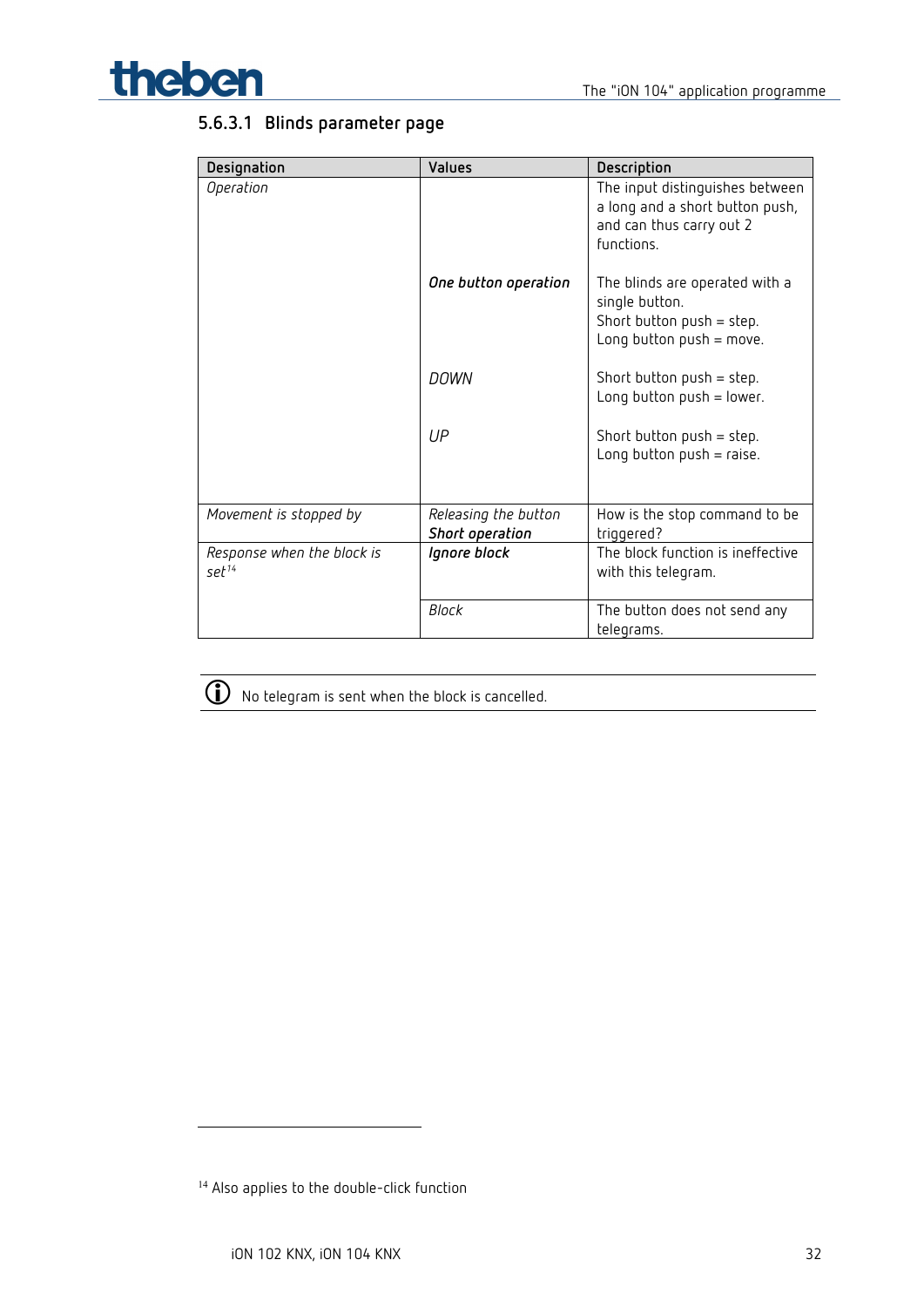#### 5.6.3.1 Blinds parameter page

| Designation | Values | Description |
|---|---|---|
| *Operation* | | The input distinguishes between a long and a short button push, and can thus carry out 2 functions. |
| | ***One button operation*** | The blinds are operated with a single button. Short button push = step. Long button push = move. |
| | *DOWN* | Short button push = step. Long button push = lower. |
| | *UP* | Short button push = step. Long button push = raise. |
| *Movement is stopped by* | *Releasing the button* ***Short operation*** | How is the stop command to be triggered? |
| *Response when the block is set*[14] | ***Ignore block*** | The block function is ineffective with this telegram. |
| | *Block* | The button does not send any telegrams. |

ⓘ No telegram is sent when the block is cancelled.

[14] Also applies to the double-click function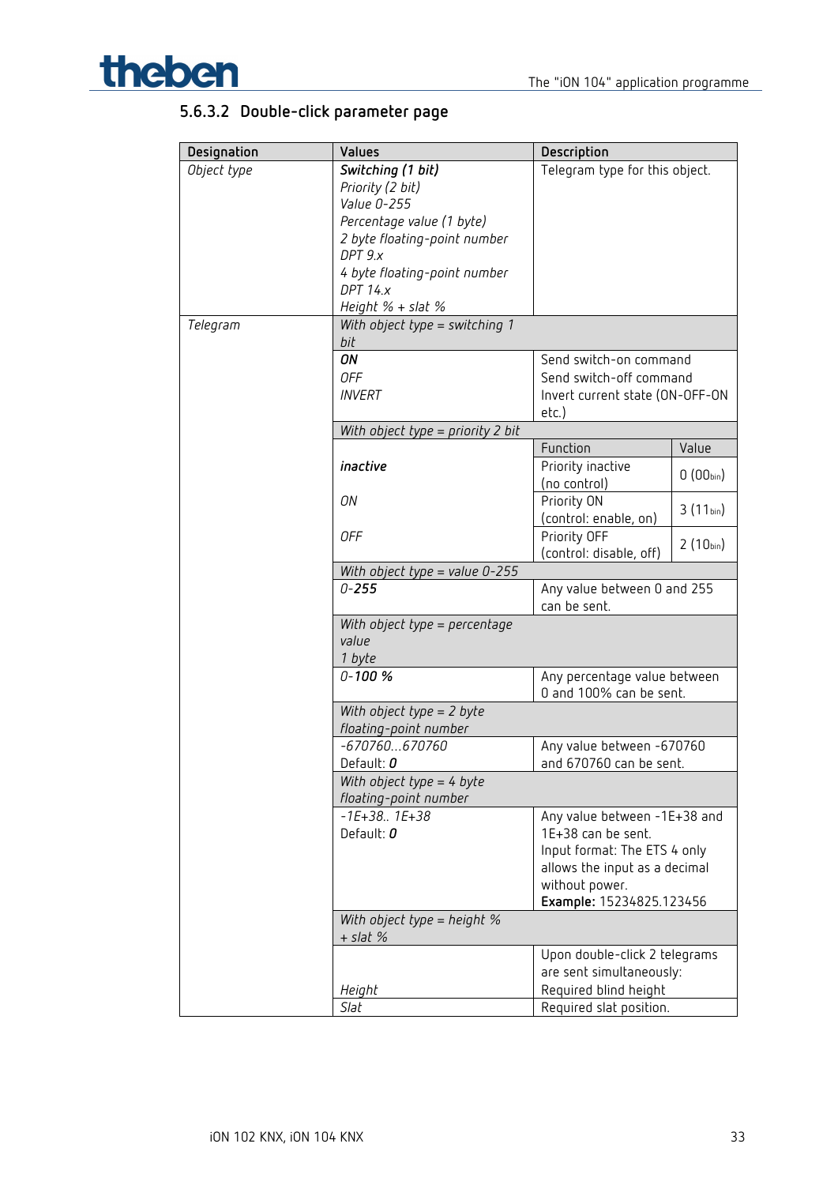### 5.6.3.2 Double-click parameter page

| Designation | Values | Description | |
|---|---|---|---|
| *Object type* | ***Switching (1 bit)***<br>*Priority (2 bit)*<br>*Value 0-255*<br>*Percentage value (1 byte)*<br>*2 byte floating-point number DPT 9.x*<br>*4 byte floating-point number DPT 14.x*<br>*Height % + slat %* | Telegram type for this object. | |
| *Telegram* | *With object type = switching 1 bit* | | |
| | ***ON***<br>*OFF*<br>*INVERT* | Send switch-on command<br>Send switch-off command<br>Invert current state (ON-OFF-ON etc.) | |
| | *With object type = priority 2 bit* | | |
| | | Function | Value |
| | ***inactive*** | Priority inactive (no control) | 0 ($00_{bin}$) |
| | *ON* | Priority ON (control: enable, on) | 3 ($11_{bin}$) |
| | *OFF* | Priority OFF (control: disable, off) | 2 ($10_{bin}$) |
| | *With object type = value 0-255* | | |
| | *0-**255*** | Any value between 0 and 255 can be sent. | |
| | *With object type = percentage value 1 byte* | | |
| | *0-**100 %*** | Any percentage value between 0 and 100% can be sent. | |
| | *With object type = 2 byte floating-point number* | | |
| | *-670760...670760*<br>Default: ***0*** | Any value between -670760 and 670760 can be sent. | |
| | *With object type = 4 byte floating-point number* | | |
| | *-1E+38.. 1E+38*<br>Default: ***0*** | Any value between -1E+38 and 1E+38 can be sent.<br>Input format: The ETS 4 only allows the input as a decimal without power.<br>**Example:** 15234825.123456 | |
| | *With object type = height % + slat %* | | |
| | | Upon double-click 2 telegrams are sent simultaneously: | |
| | *Height* | Required blind height | |
| | *Slat* | Required slat position. | |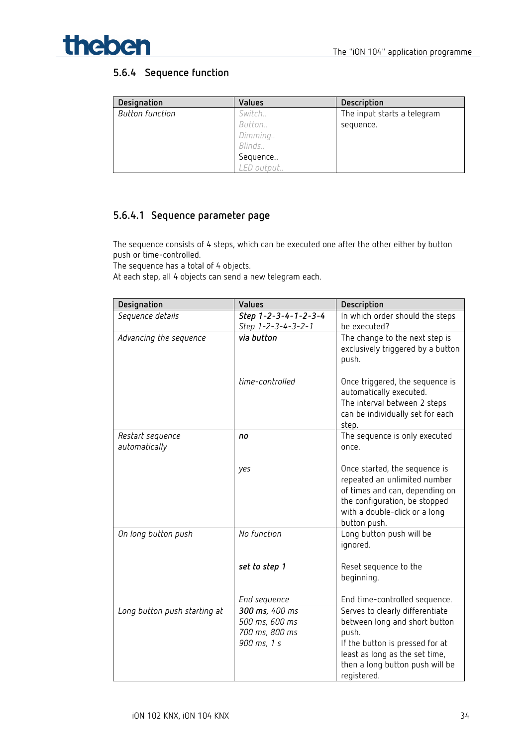### 5.6.4 Sequence function

| Designation | Values | Description |
|---|---|---|
| *Button function* | *Switch..*<br>*Button..*<br>*Dimming..*<br>*Blinds..*<br>Sequence..<br>*LED output..* | The input starts a telegram sequence. |

#### 5.6.4.1 Sequence parameter page

The sequence consists of 4 steps, which can be executed one after the other either by button push or time-controlled.
The sequence has a total of 4 objects.
At each step, all 4 objects can send a new telegram each.

| Designation | Values | Description |
|---|---|---|
| *Sequence details* | ***Step 1-2-3-4-1-2-3-4***<br>*Step 1-2-3-4-3-2-1* | In which order should the steps be executed? |
| *Advancing the sequence* | ***via button*** | The change to the next step is exclusively triggered by a button push. |
| | *time-controlled* | Once triggered, the sequence is automatically executed.<br>The interval between 2 steps can be individually set for each step. |
| *Restart sequence automatically* | ***no*** | The sequence is only executed once. |
| | *yes* | Once started, the sequence is repeated an unlimited number of times and can, depending on the configuration, be stopped with a double-click or a long button push. |
| *On long button push* | *No function* | Long button push will be ignored. |
| | ***set to step 1*** | Reset sequence to the beginning. |
| | *End sequence* | End time-controlled sequence. |
| *Long button push starting at* | ***300 ms****, 400 ms*<br>*500 ms, 600 ms*<br>*700 ms, 800 ms*<br>*900 ms, 1 s* | Serves to clearly differentiate between long and short button push.<br>If the button is pressed for at least as long as the set time, then a long button push will be registered. |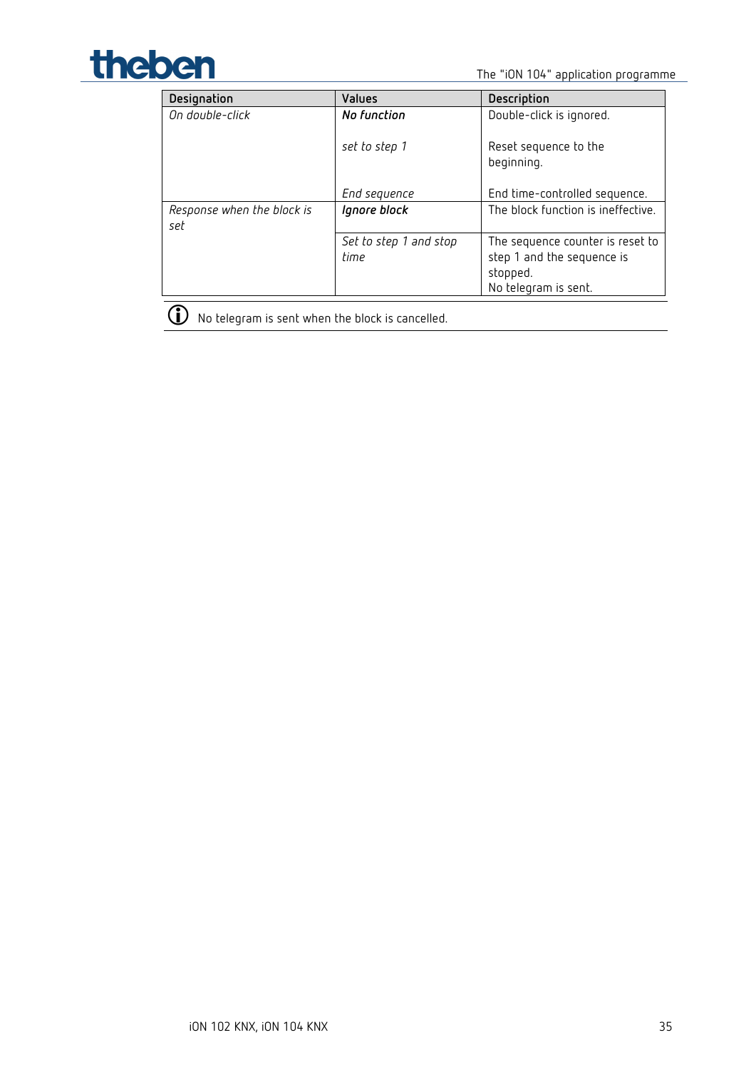| Designation | Values | Description |
|---|---|---|
| *On double-click* | ***No function*** | Double-click is ignored. |
| | *set to step 1* | Reset sequence to the beginning. |
| | *End sequence* | End time-controlled sequence. |
| *Response when the block is set* | ***Ignore block*** | The block function is ineffective. |
| | *Set to step 1 and stop time* | The sequence counter is reset to step 1 and the sequence is stopped. No telegram is sent. |

ⓘ No telegram is sent when the block is cancelled.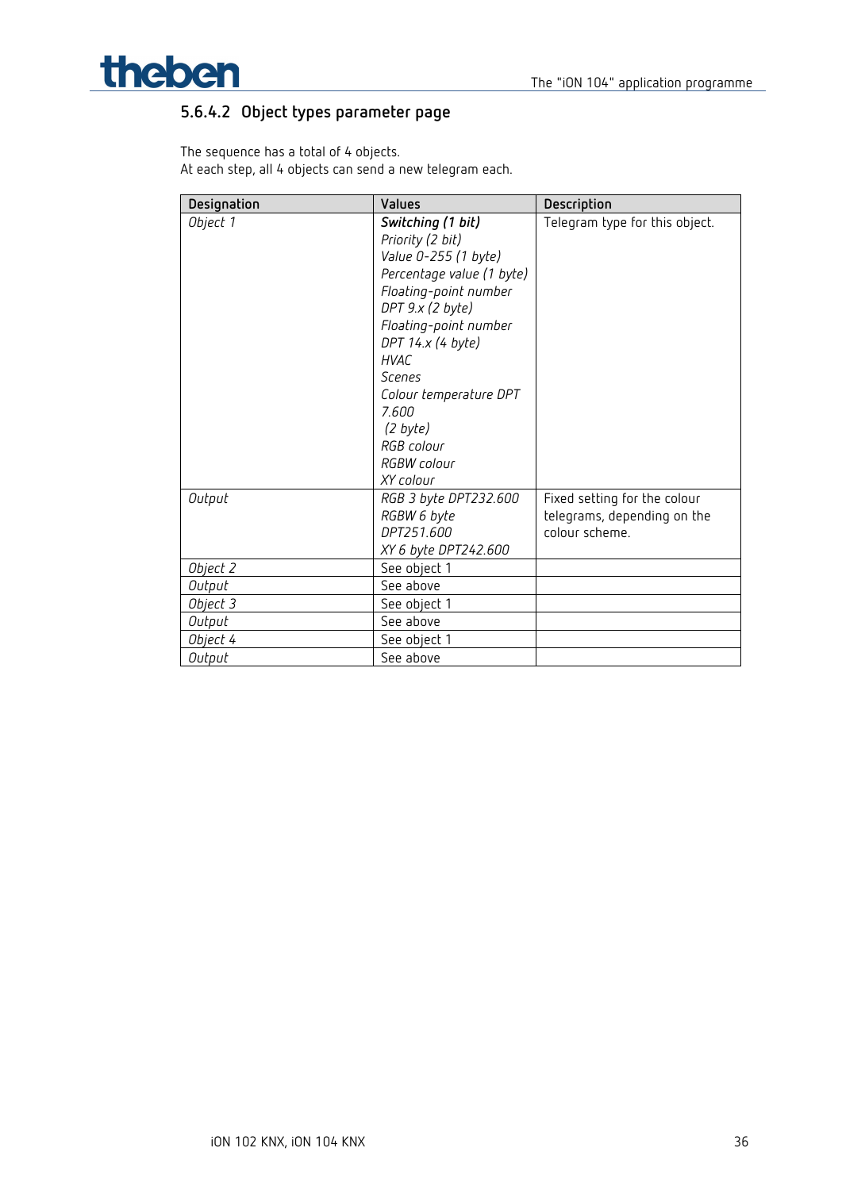### 5.6.4.2 Object types parameter page

The sequence has a total of 4 objects.
At each step, all 4 objects can send a new telegram each.

| Designation | Values | Description |
|---|---|---|
| *Object 1* | ***Switching (1 bit)***<br>*Priority (2 bit)*<br>*Value 0-255 (1 byte)*<br>*Percentage value (1 byte)*<br>*Floating-point number DPT 9.x (2 byte)*<br>*Floating-point number DPT 14.x (4 byte)*<br>*HVAC*<br>*Scenes*<br>*Colour temperature DPT 7.600 (2 byte)*<br>*RGB colour*<br>*RGBW colour*<br>*XY colour* | Telegram type for this object. |
| *Output* | *RGB 3 byte DPT232.600*<br>*RGBW 6 byte DPT251.600*<br>*XY 6 byte DPT242.600* | Fixed setting for the colour telegrams, depending on the colour scheme. |
| *Object 2* | See object 1 | |
| *Output* | See above | |
| *Object 3* | See object 1 | |
| *Output* | See above | |
| *Object 4* | See object 1 | |
| *Output* | See above | |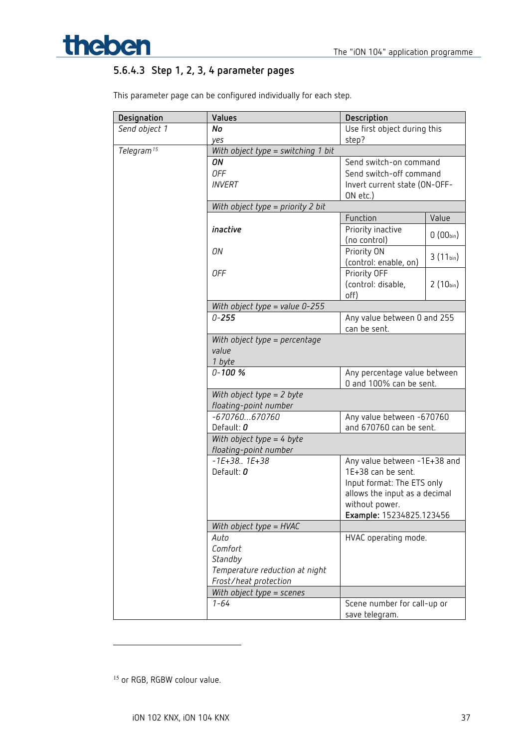### 5.6.4.3 Step 1, 2, 3, 4 parameter pages

This parameter page can be configured individually for each step.

| Designation | Values | Description | |
|---|---|---|---|
| *Send object 1* | ***No***<br>*yes* | Use first object during this step? | |
| *Telegram*[15] | *With object type = switching 1 bit* | | |
| | ***ON***<br>*OFF*<br>*INVERT* | Send switch-on command<br>Send switch-off command<br>Invert current state (ON-OFF-ON etc.) | |
| | *With object type = priority 2 bit* | | |
| | | Function | Value |
| | ***inactive*** | Priority inactive (no control) | 0 (00bin) |
| | *ON* | Priority ON (control: enable, on) | 3 (11bin) |
| | *OFF* | Priority OFF (control: disable, off) | 2 (10bin) |
| | *With object type = value 0-255* | | |
| | *0-**255*** | Any value between 0 and 255 can be sent. | |
| | *With object type = percentage value 1 byte* | | |
| | *0-**100 %*** | Any percentage value between 0 and 100% can be sent. | |
| | *With object type = 2 byte floating-point number* | | |
| | *-670760...670760*<br>Default: ***0*** | Any value between -670760 and 670760 can be sent. | |
| | *With object type = 4 byte floating-point number* | | |
| | *-1E+38.. 1E+38*<br>Default: ***0*** | Any value between -1E+38 and 1E+38 can be sent.<br>Input format: The ETS only allows the input as a decimal without power.<br>**Example:** 15234825.123456 | |
| | *With object type = HVAC* | | |
| | *Auto*<br>*Comfort*<br>*Standby*<br>*Temperature reduction at night*<br>*Frost/heat protection* | HVAC operating mode. | |
| | *With object type = scenes* | | |
| | *1-64* | Scene number for call-up or save telegram. | |

[15] or RGB, RGBW colour value.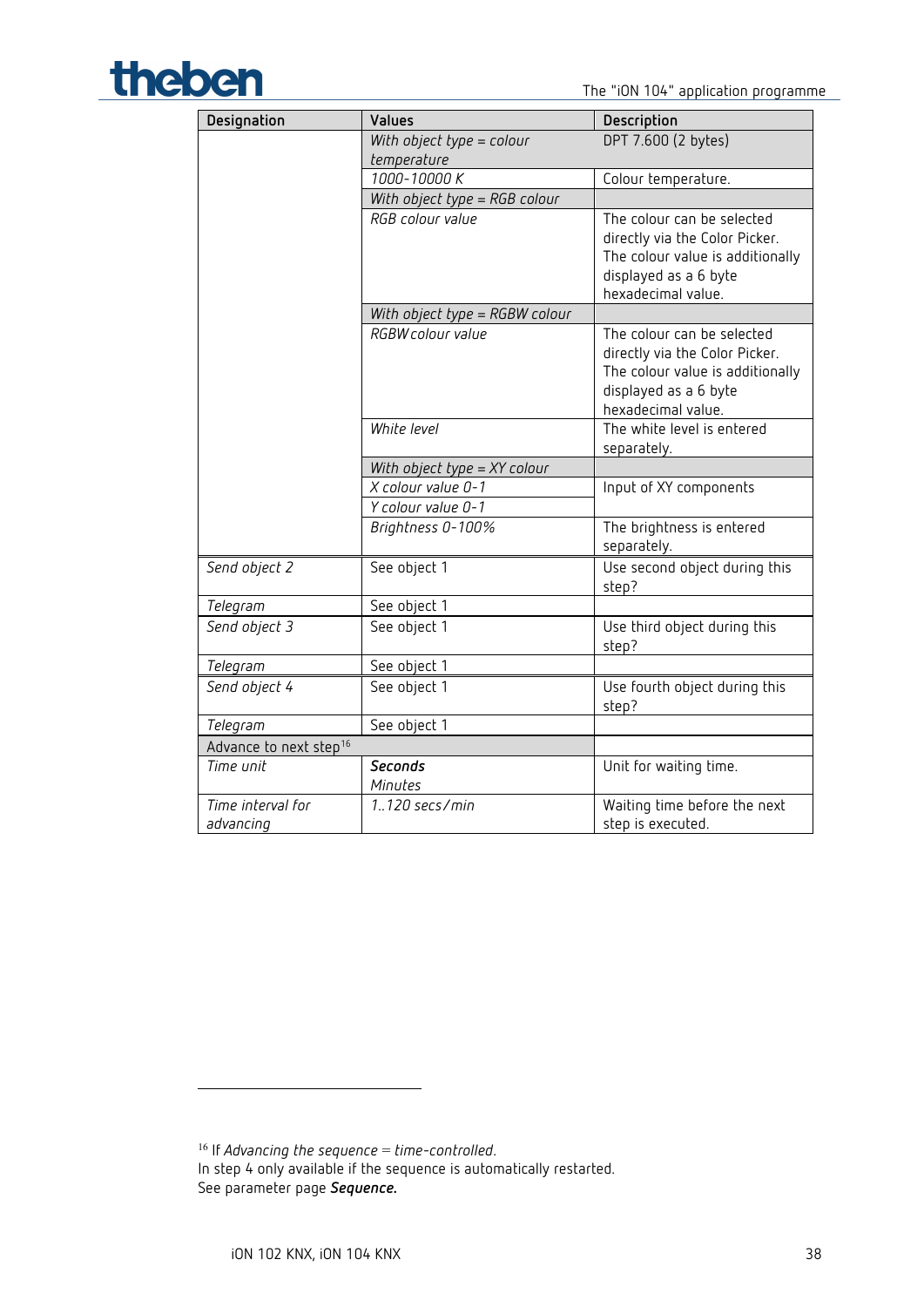| Designation | Values | Description |
|---|---|---|
| | *With object type = colour temperature* | DPT 7.600 (2 bytes) |
| | *1000-10000 K* | Colour temperature. |
| | *With object type = RGB colour* | |
| | *RGB colour value* | The colour can be selected directly via the Color Picker. The colour value is additionally displayed as a 6 byte hexadecimal value. |
| | *With object type = RGBW colour* | |
| | *RGBW colour value* | The colour can be selected directly via the Color Picker. The colour value is additionally displayed as a 6 byte hexadecimal value. |
| | *White level* | The white level is entered separately. |
| | *With object type = XY colour* | |
| | *X colour value 0-1* | Input of XY components |
| | *Y colour value 0-1* | |
| | *Brightness 0-100%* | The brightness is entered separately. |
| *Send object 2* | See object 1 | Use second object during this step? |
| *Telegram* | See object 1 | |
| *Send object 3* | See object 1 | Use third object during this step? |
| *Telegram* | See object 1 | |
| *Send object 4* | See object 1 | Use fourth object during this step? |
| *Telegram* | See object 1 | |
| Advance to next step[16] | | |
| *Time unit* | ***Seconds*** *Minutes* | Unit for waiting time. |
| *Time interval for advancing* | *1..120 secs/min* | Waiting time before the next step is executed. |

[16] If *Advancing the sequence = time-controlled*.
In step 4 only available if the sequence is automatically restarted.
See parameter page ***Sequence.***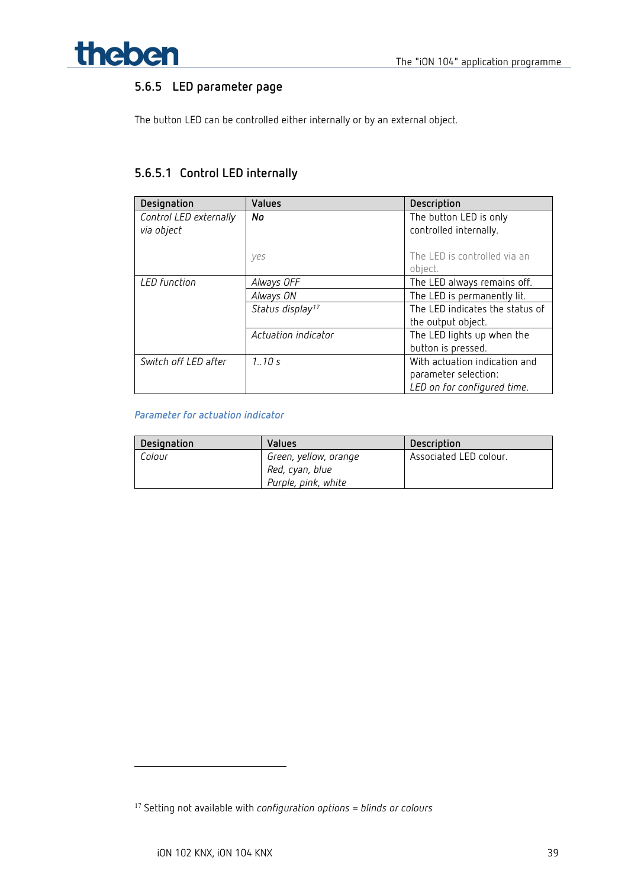### 5.6.5 LED parameter page

The button LED can be controlled either internally or by an external object.

#### 5.6.5.1 Control LED internally

| Designation | Values | Description |
|---|---|---|
| *Control LED externally via object* | ***No*** | The button LED is only controlled internally. |
| | *yes* | The LED is controlled via an object. |
| *LED function* | *Always OFF* | The LED always remains off. |
| | *Always ON* | The LED is permanently lit. |
| | *Status display*[17] | The LED indicates the status of the output object. |
| | *Actuation indicator* | The LED lights up when the button is pressed. |
| *Switch off LED after* | *1..10 s* | With actuation indication and parameter selection: *LED on for configured time.* |

*Parameter for actuation indicator*

| Designation | Values | Description |
|---|---|---|
| *Colour* | *Green, yellow, orange*<br>*Red, cyan, blue*<br>*Purple, pink, white* | Associated LED colour. |

[17] Setting not available with *configuration options = blinds or colours*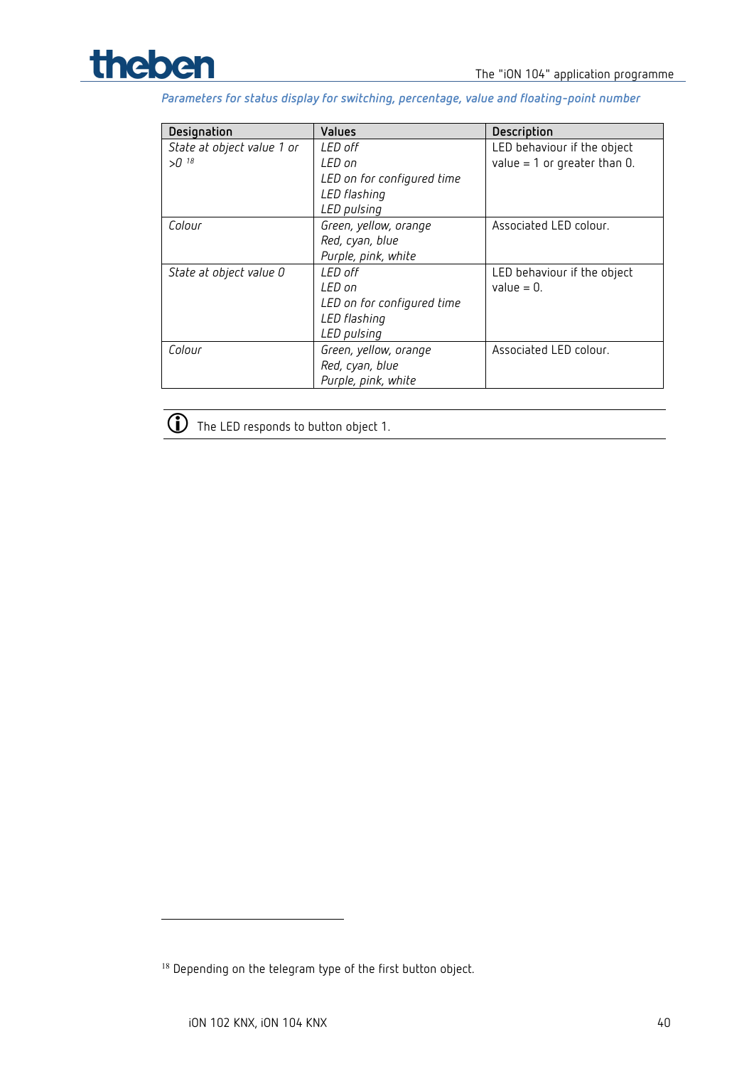*Parameters for status display for switching, percentage, value and floating-point number*

| Designation | Values | Description |
| --- | --- | --- |
| *State at object value 1 or >0* [18] | *LED off*<br>*LED on*<br>*LED on for configured time*<br>*LED flashing*<br>*LED pulsing* | LED behaviour if the object value = 1 or greater than 0. |
| *Colour* | *Green, yellow, orange*<br>*Red, cyan, blue*<br>*Purple, pink, white* | Associated LED colour. |
| *State at object value 0* | *LED off*<br>*LED on*<br>*LED on for configured time*<br>*LED flashing*<br>*LED pulsing* | LED behaviour if the object value = 0. |
| *Colour* | *Green, yellow, orange*<br>*Red, cyan, blue*<br>*Purple, pink, white* | Associated LED colour. |

ⓘ The LED responds to button object 1.

[18] Depending on the telegram type of the first button object.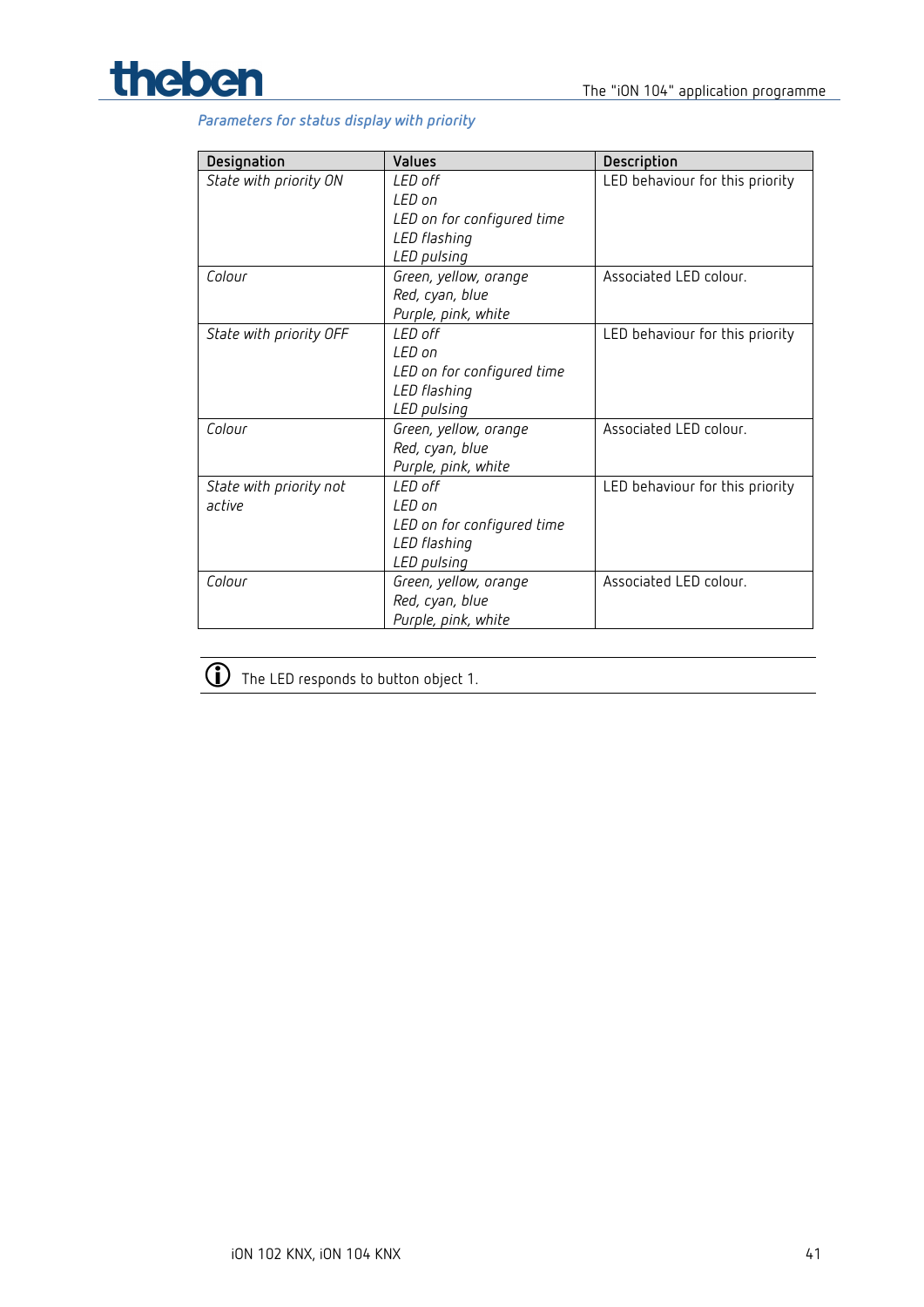*Parameters for status display with priority*

| Designation | Values | Description |
|---|---|---|
| *State with priority ON* | *LED off*<br>*LED on*<br>*LED on for configured time*<br>*LED flashing*<br>*LED pulsing* | LED behaviour for this priority |
| *Colour* | *Green, yellow, orange*<br>*Red, cyan, blue*<br>*Purple, pink, white* | Associated LED colour. |
| *State with priority OFF* | *LED off*<br>*LED on*<br>*LED on for configured time*<br>*LED flashing*<br>*LED pulsing* | LED behaviour for this priority |
| *Colour* | *Green, yellow, orange*<br>*Red, cyan, blue*<br>*Purple, pink, white* | Associated LED colour. |
| *State with priority not active* | *LED off*<br>*LED on*<br>*LED on for configured time*<br>*LED flashing*<br>*LED pulsing* | LED behaviour for this priority |
| *Colour* | *Green, yellow, orange*<br>*Red, cyan, blue*<br>*Purple, pink, white* | Associated LED colour. |

ⓘ The LED responds to button object 1.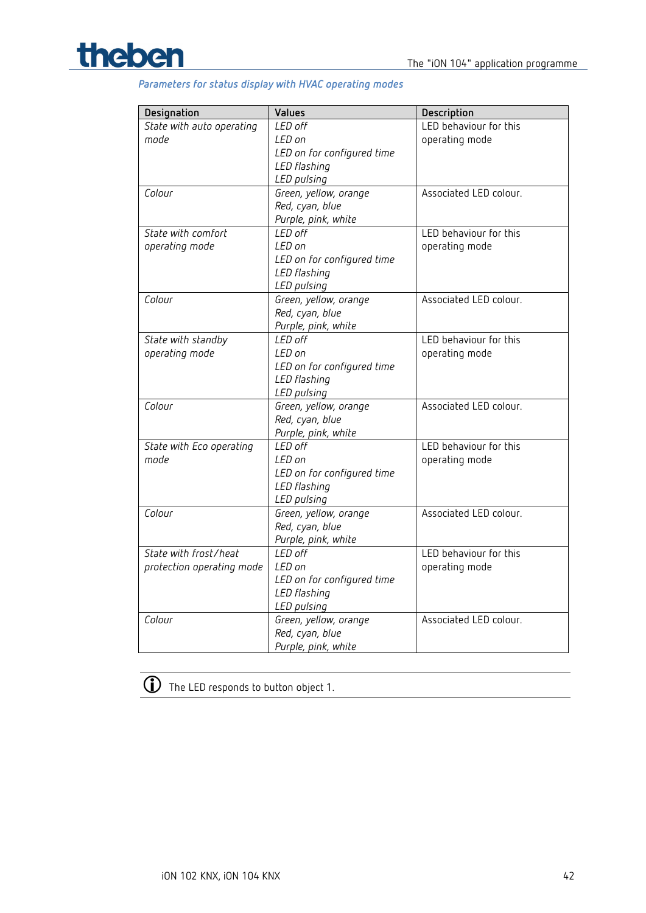*Parameters for status display with HVAC operating modes*

| Designation | Values | Description |
|---|---|---|
| *State with auto operating mode* | *LED off*<br>*LED on*<br>*LED on for configured time*<br>*LED flashing*<br>*LED pulsing* | LED behaviour for this operating mode |
| *Colour* | *Green, yellow, orange*<br>*Red, cyan, blue*<br>*Purple, pink, white* | Associated LED colour. |
| *State with comfort operating mode* | *LED off*<br>*LED on*<br>*LED on for configured time*<br>*LED flashing*<br>*LED pulsing* | LED behaviour for this operating mode |
| *Colour* | *Green, yellow, orange*<br>*Red, cyan, blue*<br>*Purple, pink, white* | Associated LED colour. |
| *State with standby operating mode* | *LED off*<br>*LED on*<br>*LED on for configured time*<br>*LED flashing*<br>*LED pulsing* | LED behaviour for this operating mode |
| *Colour* | *Green, yellow, orange*<br>*Red, cyan, blue*<br>*Purple, pink, white* | Associated LED colour. |
| *State with Eco operating mode* | *LED off*<br>*LED on*<br>*LED on for configured time*<br>*LED flashing*<br>*LED pulsing* | LED behaviour for this operating mode |
| *Colour* | *Green, yellow, orange*<br>*Red, cyan, blue*<br>*Purple, pink, white* | Associated LED colour. |
| *State with frost/heat protection operating mode* | *LED off*<br>*LED on*<br>*LED on for configured time*<br>*LED flashing*<br>*LED pulsing* | LED behaviour for this operating mode |
| *Colour* | *Green, yellow, orange*<br>*Red, cyan, blue*<br>*Purple, pink, white* | Associated LED colour. |

ⓘ The LED responds to button object 1.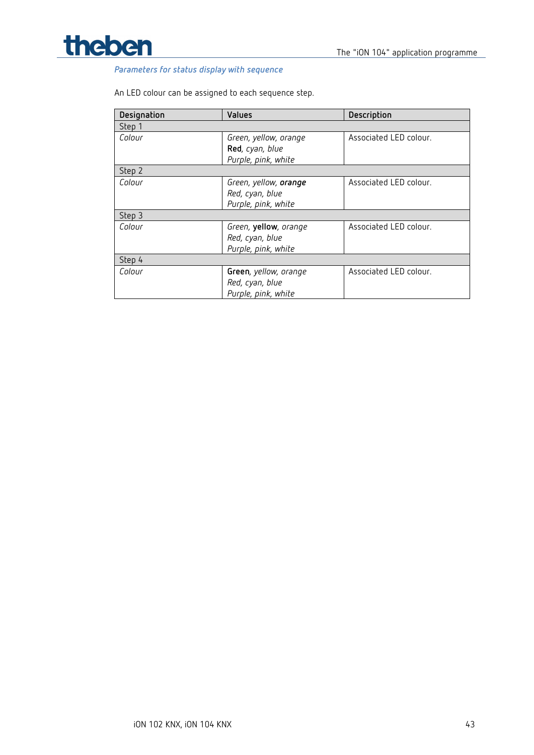*Parameters for status display with sequence*

An LED colour can be assigned to each sequence step.

| Designation | Values | Description |
|---|---|---|
| Step 1 | | |
| *Colour* | *Green, yellow, orange*<br>**Red**, *cyan, blue*<br>*Purple, pink, white* | Associated LED colour. |
| Step 2 | | |
| *Colour* | *Green, yellow,* ***orange***<br>*Red, cyan, blue*<br>*Purple, pink, white* | Associated LED colour. |
| Step 3 | | |
| *Colour* | *Green,* **yellow**, *orange*<br>*Red, cyan, blue*<br>*Purple, pink, white* | Associated LED colour. |
| Step 4 | | |
| *Colour* | **Green**, *yellow, orange*<br>*Red, cyan, blue*<br>*Purple, pink, white* | Associated LED colour. |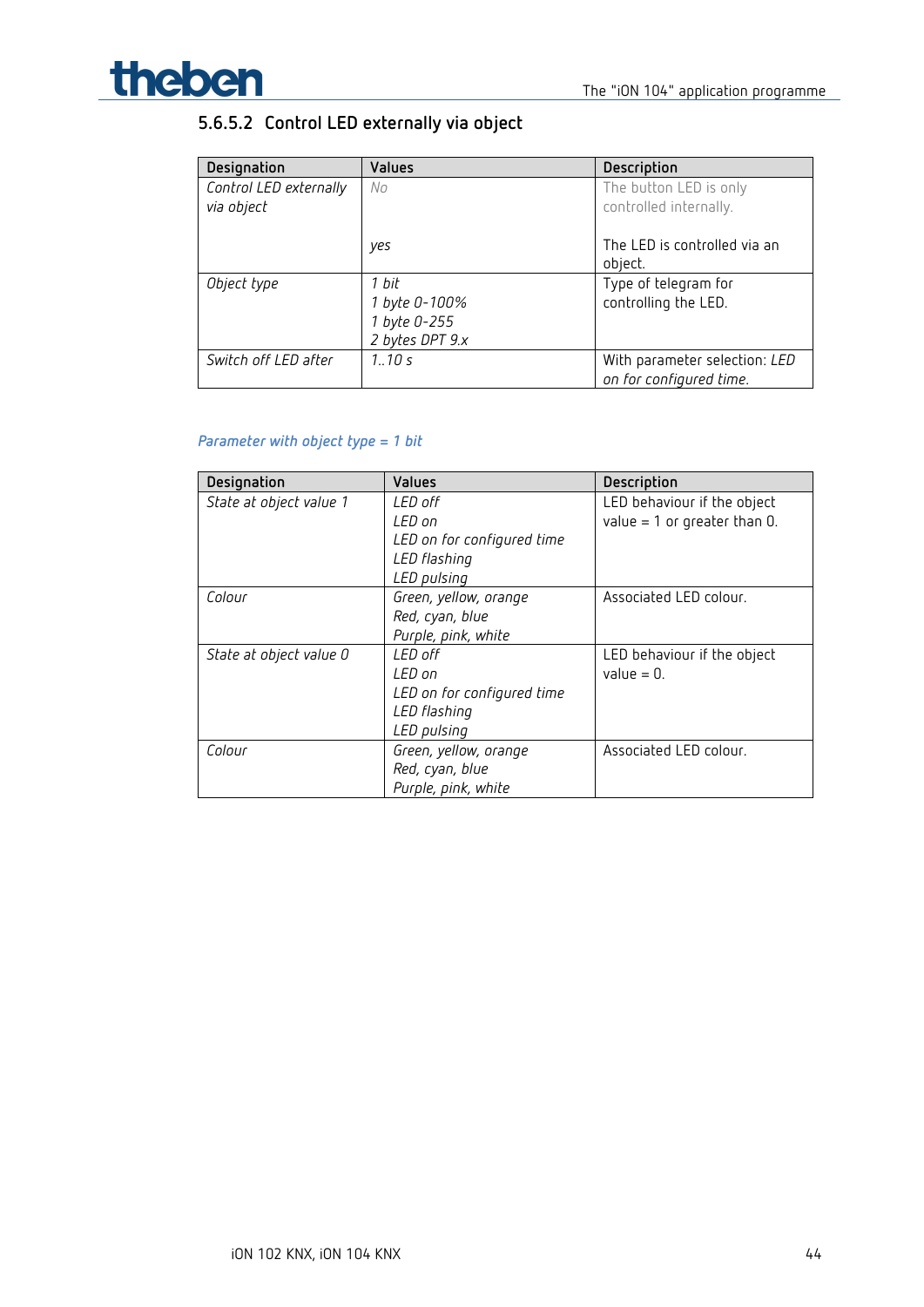#### 5.6.5.2 Control LED externally via object

| Designation | Values | Description |
|---|---|---|
| *Control LED externally via object* | *No*<br><br>*yes* | The button LED is only controlled internally.<br><br>The LED is controlled via an object. |
| *Object type* | *1 bit*<br>*1 byte 0-100%*<br>*1 byte 0-255*<br>*2 bytes DPT 9.x* | Type of telegram for controlling the LED. |
| *Switch off LED after* | *1..10 s* | With parameter selection: *LED on for configured time.* |

*Parameter with object type = 1 bit*

| Designation | Values | Description |
|---|---|---|
| *State at object value 1* | *LED off*<br>*LED on*<br>*LED on for configured time*<br>*LED flashing*<br>*LED pulsing* | LED behaviour if the object value = 1 or greater than 0. |
| *Colour* | *Green, yellow, orange*<br>*Red, cyan, blue*<br>*Purple, pink, white* | Associated LED colour. |
| *State at object value 0* | *LED off*<br>*LED on*<br>*LED on for configured time*<br>*LED flashing*<br>*LED pulsing* | LED behaviour if the object value = 0. |
| *Colour* | *Green, yellow, orange*<br>*Red, cyan, blue*<br>*Purple, pink, white* | Associated LED colour. |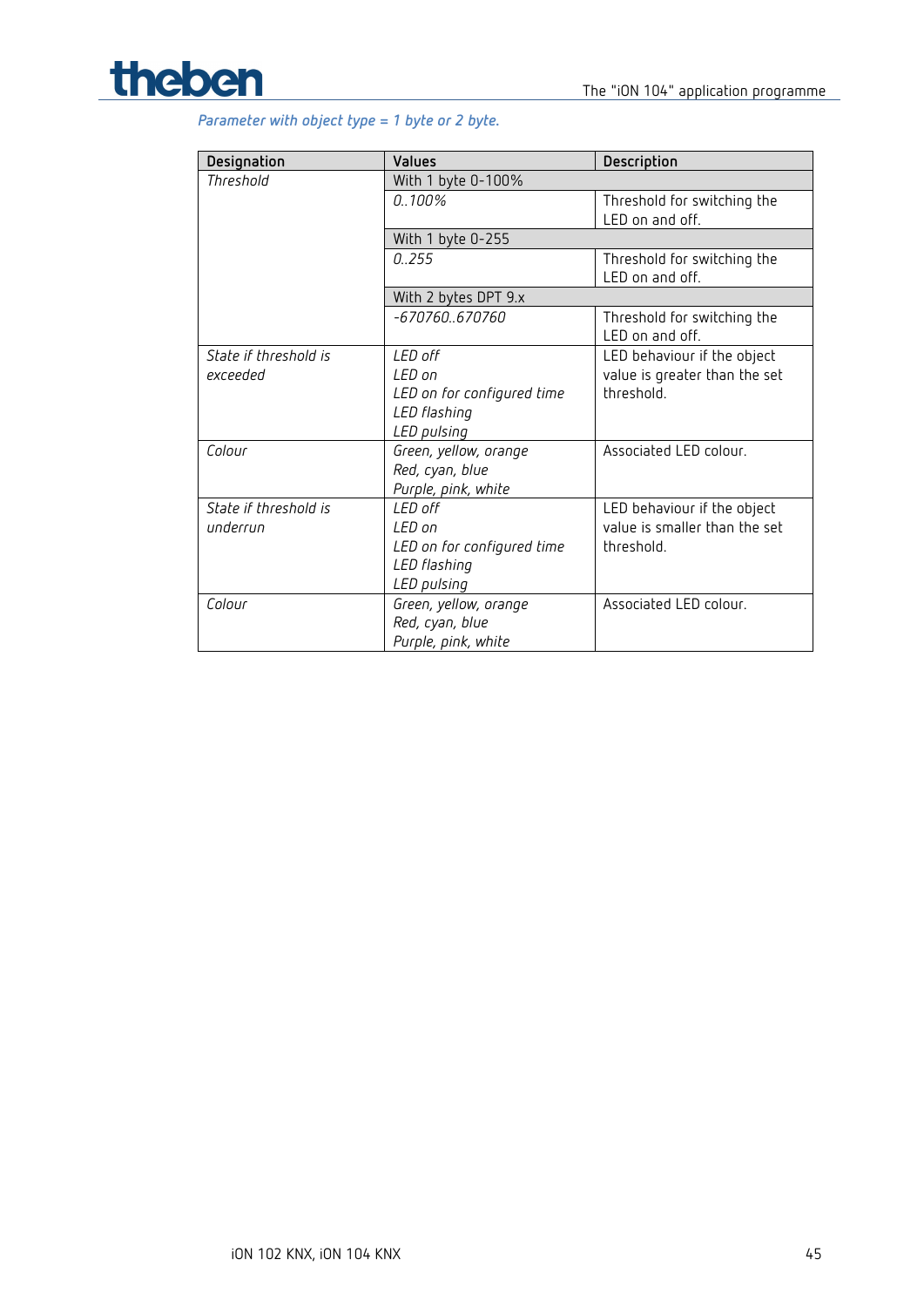*Parameter with object type = 1 byte or 2 byte.*

| Designation | Values | Description |
|---|---|---|
| *Threshold* | With 1 byte 0-100% | |
| | *0..100%* | Threshold for switching the LED on and off. |
| | With 1 byte 0-255 | |
| | *0..255* | Threshold for switching the LED on and off. |
| | With 2 bytes DPT 9.x | |
| | *-670760..670760* | Threshold for switching the LED on and off. |
| *State if threshold is exceeded* | *LED off*<br>*LED on*<br>*LED on for configured time*<br>*LED flashing*<br>*LED pulsing* | LED behaviour if the object value is greater than the set threshold. |
| *Colour* | *Green, yellow, orange*<br>*Red, cyan, blue*<br>*Purple, pink, white* | Associated LED colour. |
| *State if threshold is underrun* | *LED off*<br>*LED on*<br>*LED on for configured time*<br>*LED flashing*<br>*LED pulsing* | LED behaviour if the object value is smaller than the set threshold. |
| *Colour* | *Green, yellow, orange*<br>*Red, cyan, blue*<br>*Purple, pink, white* | Associated LED colour. |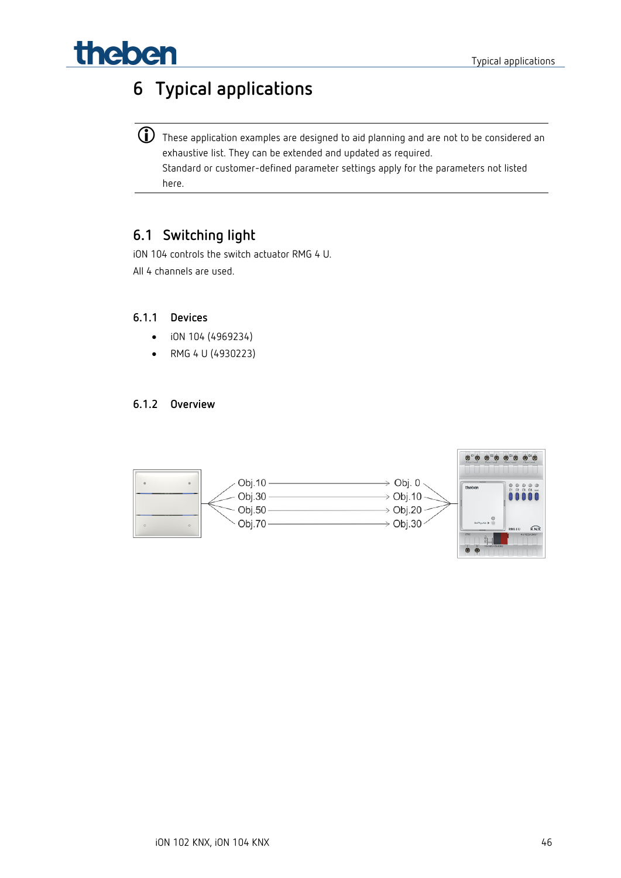# 6 Typical applications

> ⓘ These application examples are designed to aid planning and are not to be considered an exhaustive list. They can be extended and updated as required.
> Standard or customer-defined parameter settings apply for the parameters not listed here.

## 6.1 Switching light

iON 104 controls the switch actuator RMG 4 U.

All 4 channels are used.

### 6.1.1 Devices

- iON 104 (4969234)
- RMG 4 U (4930223)

### 6.1.2 Overview

| iON 104 | | RMG 4 U |
|---|---|---|
| Obj.10 | → | Obj. 0 |
| Obj.30 | → | Obj.10 |
| Obj.50 | → | Obj.20 |
| Obj.70 | → | Obj.30 |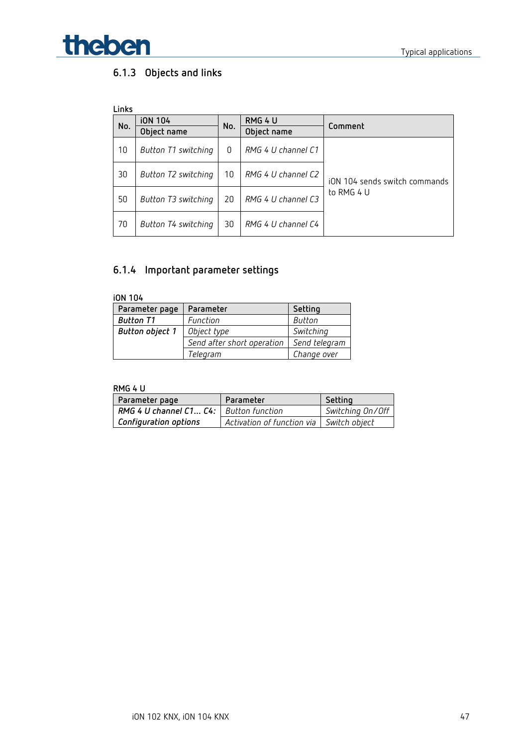### 6.1.3 Objects and links

Links

| No. | iON 104 Object name | No. | RMG 4 U Object name | Comment |
|---|---|---|---|---|
| 10 | *Button T1 switching* | 0 | *RMG 4 U channel C1* | iON 104 sends switch commands to RMG 4 U |
| 30 | *Button T2 switching* | 10 | *RMG 4 U channel C2* | |
| 50 | *Button T3 switching* | 20 | *RMG 4 U channel C3* | |
| 70 | *Button T4 switching* | 30 | *RMG 4 U channel C4* | |

### 6.1.4 Important parameter settings

iON 104

| Parameter page | Parameter | Setting |
|---|---|---|
| ***Button T1*** | *Function* | *Button* |
| ***Button object 1*** | *Object type* | *Switching* |
| | *Send after short operation* | *Send telegram* |
| | *Telegram* | *Change over* |

RMG 4 U

| Parameter page | Parameter | Setting |
|---|---|---|
| ***RMG 4 U channel C1… C4:*** | *Button function* | *Switching On/Off* |
| ***Configuration options*** | *Activation of function via* | *Switch object* |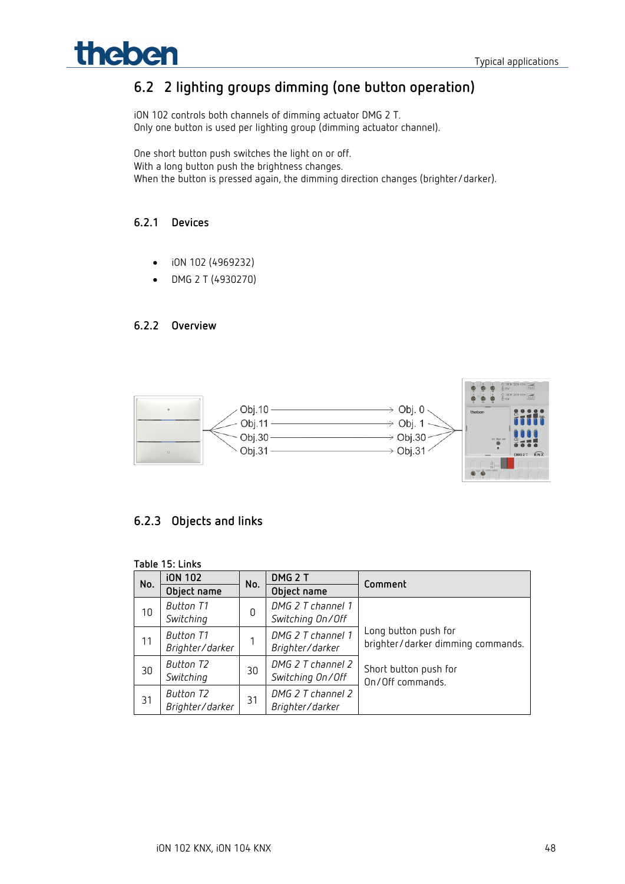## 6.2 2 lighting groups dimming (one button operation)

iON 102 controls both channels of dimming actuator DMG 2 T.
Only one button is used per lighting group (dimming actuator channel).

One short button push switches the light on or off.
With a long button push the brightness changes.
When the button is pressed again, the dimming direction changes (brighter/darker).

### 6.2.1 Devices

- iON 102 (4969232)
- DMG 2 T (4930270)

### 6.2.2 Overview

Obj.10 → Obj. 0
Obj.11 → Obj. 1
Obj.30 → Obj.30
Obj.31 → Obj.31

### 6.2.3 Objects and links

Table 15: Links

| No. | iON 102 Object name | No. | DMG 2 T Object name | Comment |
|---|---|---|---|---|
| 10 | *Button T1 Switching* | 0 | *DMG 2 T channel 1 Switching On/Off* | Long button push for brighter/darker dimming commands. Short button push for On/Off commands. |
| 11 | *Button T1 Brighter/darker* | 1 | *DMG 2 T channel 1 Brighter/darker* | |
| 30 | *Button T2 Switching* | 30 | *DMG 2 T channel 2 Switching On/Off* | |
| 31 | *Button T2 Brighter/darker* | 31 | *DMG 2 T channel 2 Brighter/darker* | |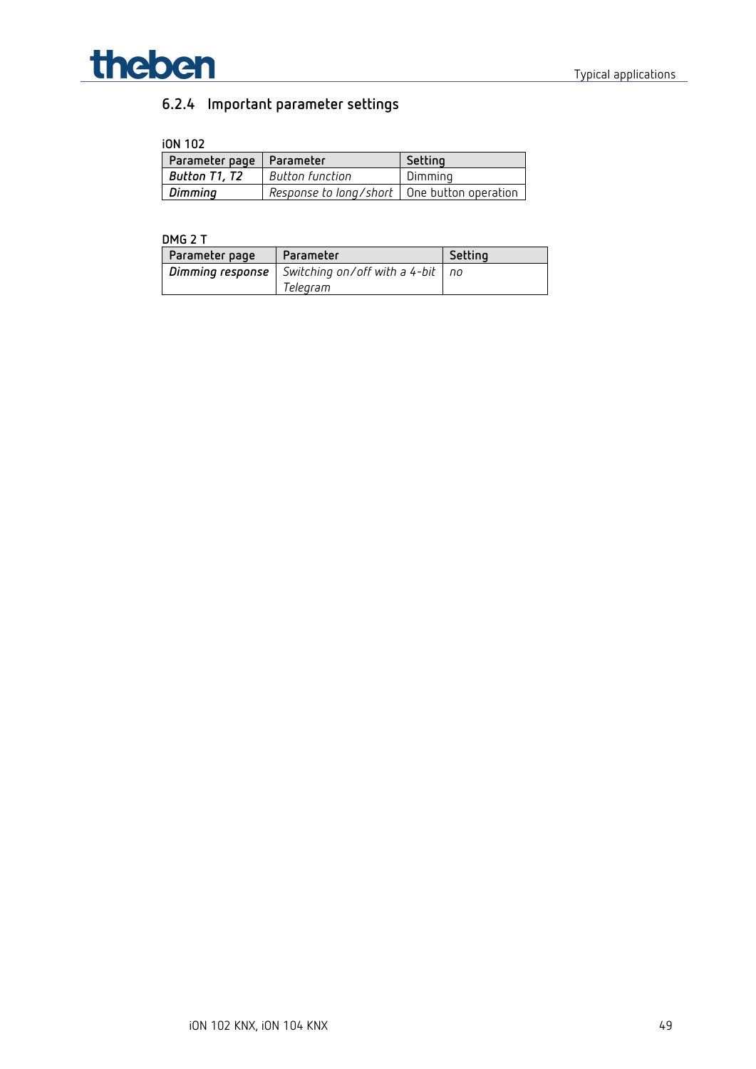### 6.2.4 Important parameter settings

**iON 102**

| Parameter page | Parameter | Setting |
|---|---|---|
| ***Button T1, T2*** | *Button function* | Dimming |
| ***Dimming*** | *Response to long/short* | One button operation |

**DMG 2 T**

| Parameter page | Parameter | Setting |
|---|---|---|
| ***Dimming response*** | *Switching on/off with a 4-bit Telegram* | *no* |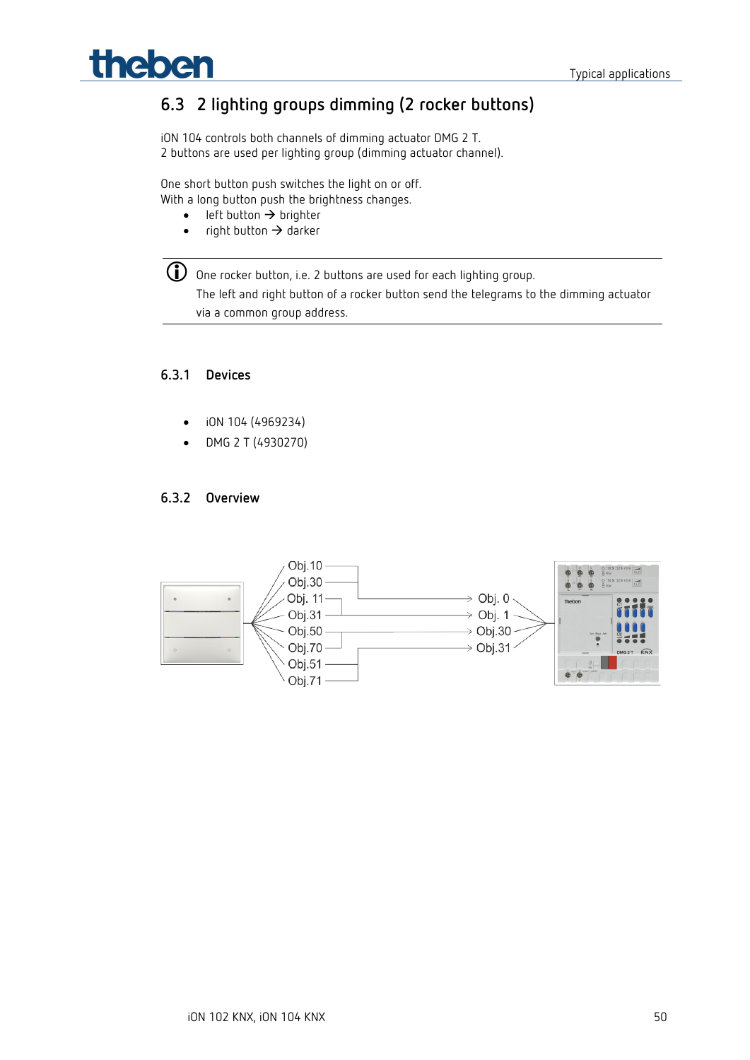## 6.3 2 lighting groups dimming (2 rocker buttons)

iON 104 controls both channels of dimming actuator DMG 2 T.
2 buttons are used per lighting group (dimming actuator channel).

One short button push switches the light on or off.
With a long button push the brightness changes.

- left button → brighter
- right button → darker

> ⓘ One rocker button, i.e. 2 buttons are used for each lighting group.
> The left and right button of a rocker button send the telegrams to the dimming actuator via a common group address.

### 6.3.1 Devices

- iON 104 (4969234)
- DMG 2 T (4930270)

### 6.3.2 Overview

Obj.10
Obj.30
Obj. 11
Obj.31
Obj.50
Obj.70
Obj.51
Obj.71

Obj. 0
Obj. 1
Obj.30
Obj.31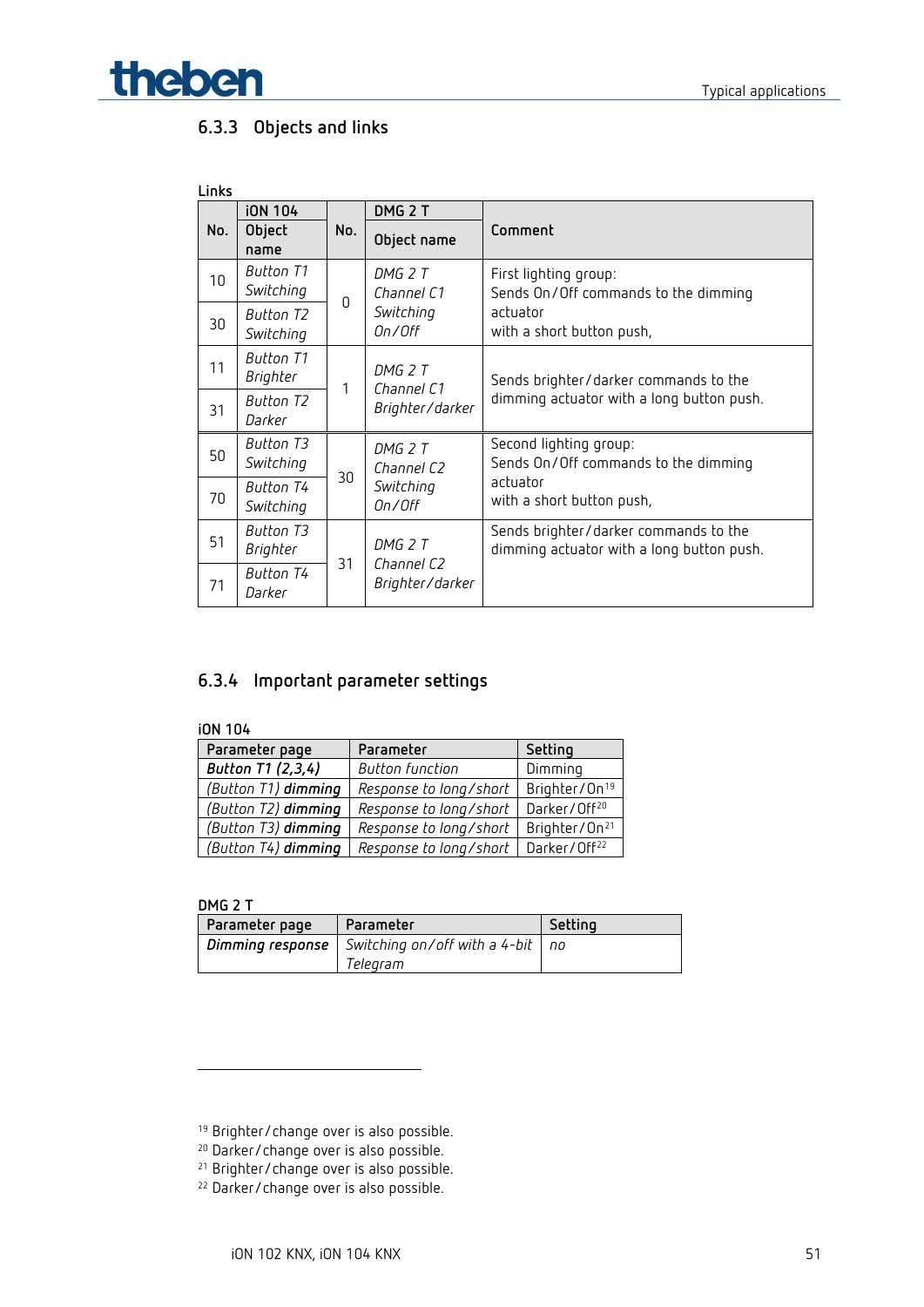### 6.3.3 Objects and links

Links

| No. | iON 104 Object name | No. | DMG 2 T Object name | Comment |
|---|---|---|---|---|
| 10 | *Button T1 Switching* | 0 | *DMG 2 T Channel C1 Switching On/Off* | First lighting group: Sends On/Off commands to the dimming actuator with a short button push, |
| 30 | *Button T2 Switching* | | | |
| 11 | *Button T1 Brighter* | 1 | *DMG 2 T Channel C1 Brighter/darker* | Sends brighter/darker commands to the dimming actuator with a long button push. |
| 31 | *Button T2 Darker* | | | |
| 50 | *Button T3 Switching* | 30 | *DMG 2 T Channel C2 Switching On/Off* | Second lighting group: Sends On/Off commands to the dimming actuator with a short button push, |
| 70 | *Button T4 Switching* | | | |
| 51 | *Button T3 Brighter* | 31 | *DMG 2 T Channel C2 Brighter/darker* | Sends brighter/darker commands to the dimming actuator with a long button push. |
| 71 | *Button T4 Darker* | | | |

### 6.3.4 Important parameter settings

iON 104

| Parameter page | Parameter | Setting |
|---|---|---|
| ***Button T1 (2,3,4)*** | *Button function* | Dimming |
| *(Button T1)* ***dimming*** | *Response to long/short* | Brighter/On[19] |
| *(Button T2)* ***dimming*** | *Response to long/short* | Darker/Off[20] |
| *(Button T3)* ***dimming*** | *Response to long/short* | Brighter/On[21] |
| *(Button T4)* ***dimming*** | *Response to long/short* | Darker/Off[22] |

DMG 2 T

| Parameter page | Parameter | Setting |
|---|---|---|
| ***Dimming response*** | *Switching on/off with a 4-bit Telegram* | *no* |

---

[19] Brighter/change over is also possible.
[20] Darker/change over is also possible.
[21] Brighter/change over is also possible.
[22] Darker/change over is also possible.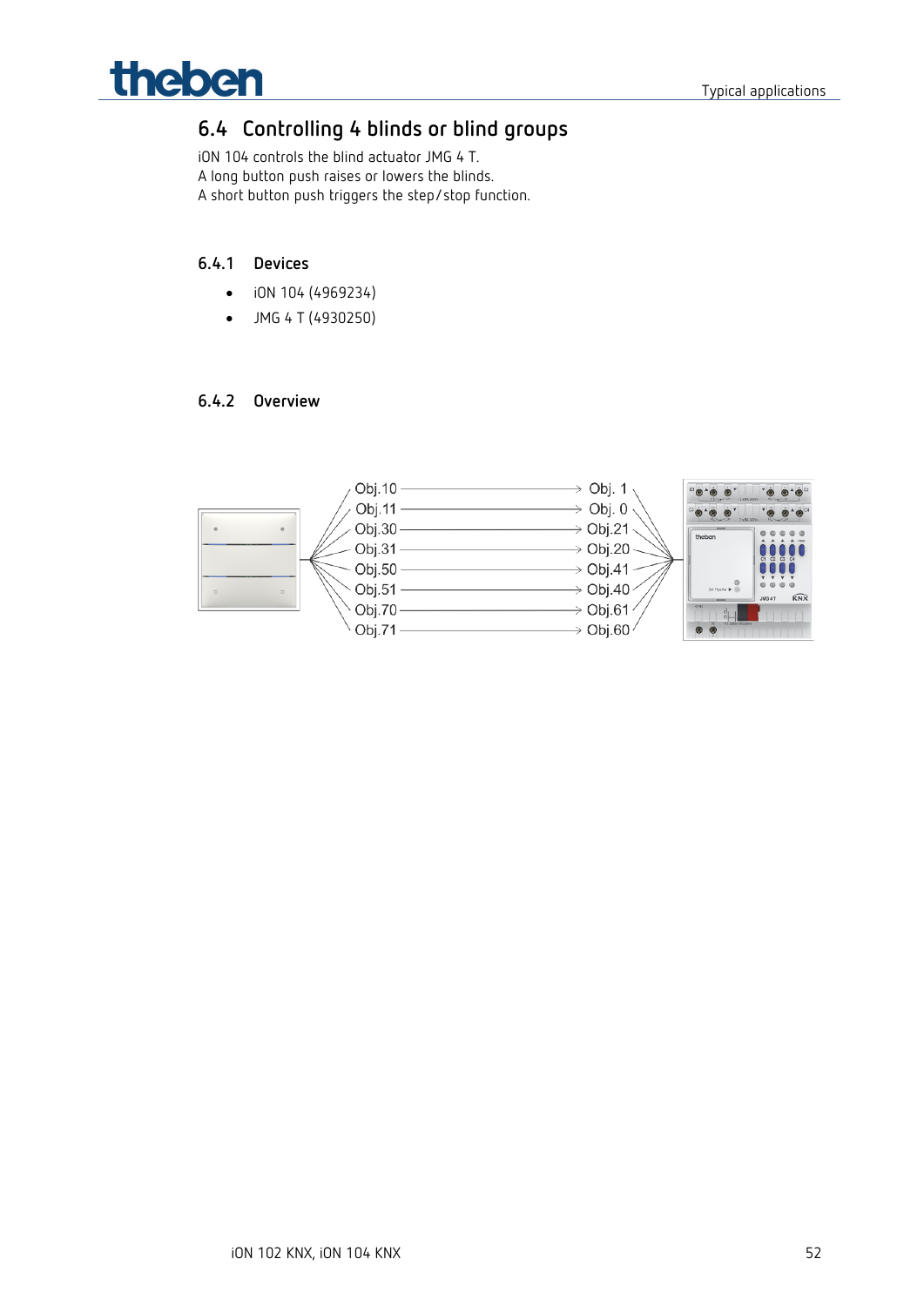## 6.4 Controlling 4 blinds or blind groups

iON 104 controls the blind actuator JMG 4 T.
A long button push raises or lowers the blinds.
A short button push triggers the step/stop function.

### 6.4.1 Devices

- iON 104 (4969234)
- JMG 4 T (4930250)

### 6.4.2 Overview

| iON 104 | | JMG 4 T |
|---|---|---|
| Obj.10 | → | Obj. 1 |
| Obj.11 | → | Obj. 0 |
| Obj.30 | → | Obj.21 |
| Obj.31 | → | Obj.20 |
| Obj.50 | → | Obj.41 |
| Obj.51 | → | Obj.40 |
| Obj.70 | → | Obj.61 |
| Obj.71 | → | Obj.60 |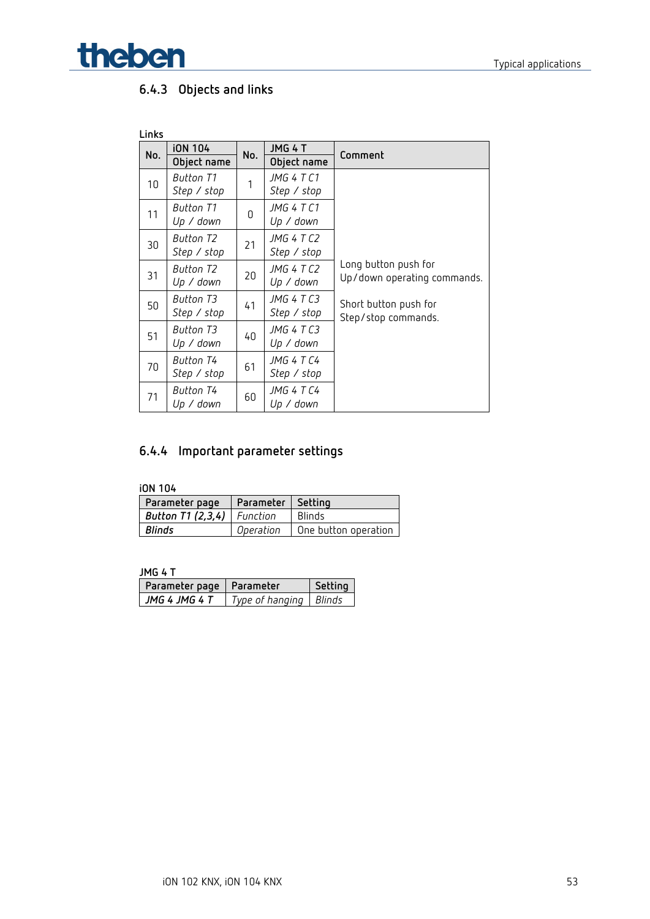### 6.4.3 Objects and links

**Links**

| No. | iON 104 Object name | No. | JMG 4 T Object name | Comment |
|---|---|---|---|---|
| 10 | *Button T1 Step / stop* | 1 | *JMG 4 T C1 Step / stop* | Long button push for Up/down operating commands. Short button push for Step/stop commands. |
| 11 | *Button T1 Up / down* | 0 | *JMG 4 T C1 Up / down* | |
| 30 | *Button T2 Step / stop* | 21 | *JMG 4 T C2 Step / stop* | |
| 31 | *Button T2 Up / down* | 20 | *JMG 4 T C2 Up / down* | |
| 50 | *Button T3 Step / stop* | 41 | *JMG 4 T C3 Step / stop* | |
| 51 | *Button T3 Up / down* | 40 | *JMG 4 T C3 Up / down* | |
| 70 | *Button T4 Step / stop* | 61 | *JMG 4 T C4 Step / stop* | |
| 71 | *Button T4 Up / down* | 60 | *JMG 4 T C4 Up / down* | |

### 6.4.4 Important parameter settings

**iON 104**

| Parameter page | Parameter | Setting |
|---|---|---|
| ***Button T1 (2,3,4)*** | *Function* | Blinds |
| ***Blinds*** | *Operation* | One button operation |

**JMG 4 T**

| Parameter page | Parameter | Setting |
|---|---|---|
| ***JMG 4 JMG 4 T*** | *Type of hanging* | *Blinds* |